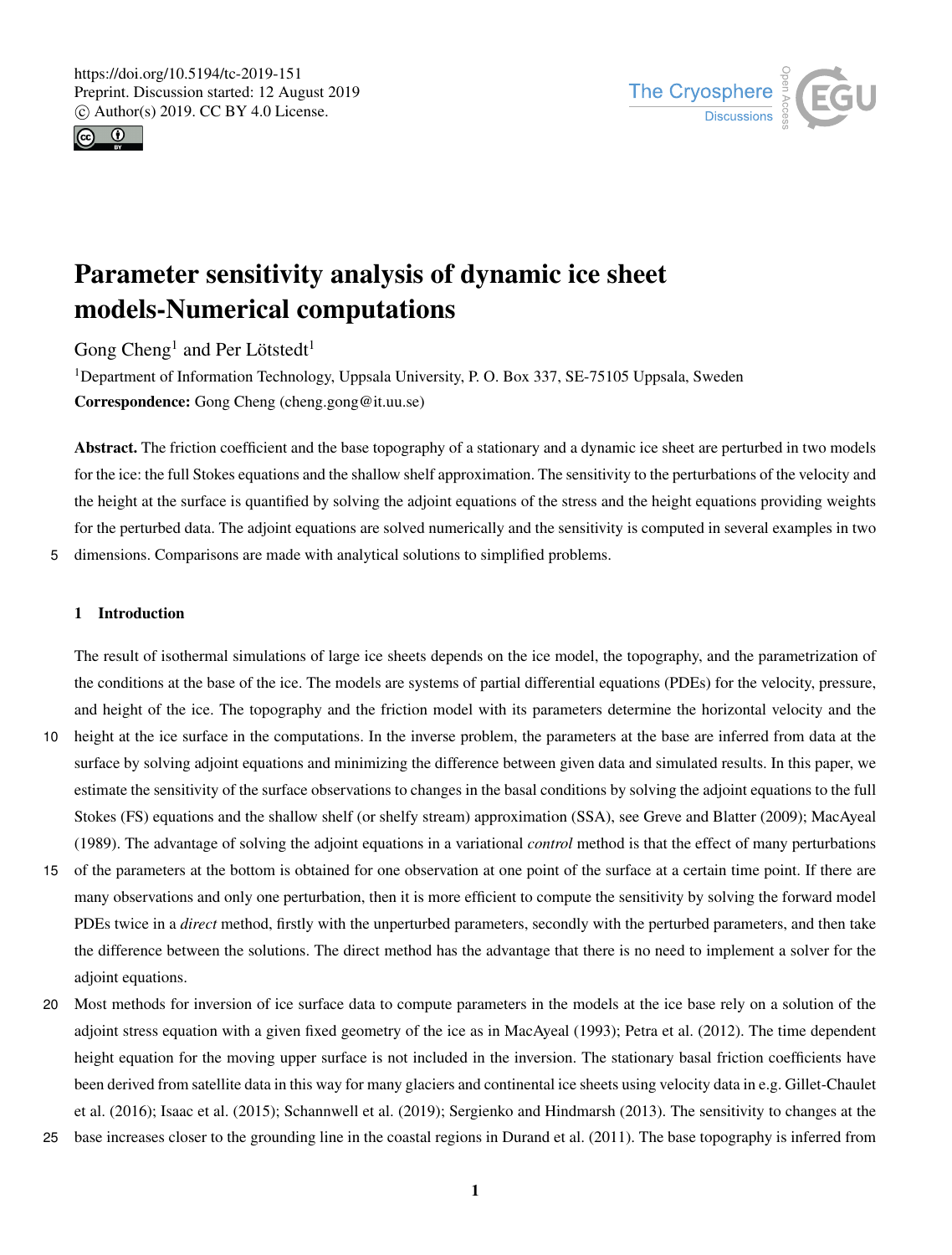# Parameter sensitivity analysis of dynamic ice sheet models-Numerical computations

Gong Cheng[1] and Per Lötstedt[1]

[1]Department of Information Technology, Uppsala University, P. O. Box 337, SE-75105 Uppsala, Sweden

**Correspondence:** Gong Cheng (cheng.gong@it.uu.se)

**Abstract.** The friction coefficient and the base topography of a stationary and a dynamic ice sheet are perturbed in two models for the ice: the full Stokes equations and the shallow shelf approximation. The sensitivity to the perturbations of the velocity and the height at the surface is quantified by solving the adjoint equations of the stress and the height equations providing weights for the perturbed data. The adjoint equations are solved numerically and the sensitivity is computed in several examples in two dimensions. Comparisons are made with analytical solutions to simplified problems.

## 1 Introduction

The result of isothermal simulations of large ice sheets depends on the ice model, the topography, and the parametrization of the conditions at the base of the ice. The models are systems of partial differential equations (PDEs) for the velocity, pressure, and height of the ice. The topography and the friction model with its parameters determine the horizontal velocity and the height at the ice surface in the computations. In the inverse problem, the parameters at the base are inferred from data at the surface by solving adjoint equations and minimizing the difference between given data and simulated results. In this paper, we estimate the sensitivity of the surface observations to changes in the basal conditions by solving the adjoint equations to the full Stokes (FS) equations and the shallow shelf (or shelfy stream) approximation (SSA), see Greve and Blatter (2009); MacAyeal (1989). The advantage of solving the adjoint equations in a variational *control* method is that the effect of many perturbations of the parameters at the bottom is obtained for one observation at one point of the surface at a certain time point. If there are many observations and only one perturbation, then it is more efficient to compute the sensitivity by solving the forward model PDEs twice in a *direct* method, firstly with the unperturbed parameters, secondly with the perturbed parameters, and then take the difference between the solutions. The direct method has the advantage that there is no need to implement a solver for the adjoint equations.

Most methods for inversion of ice surface data to compute parameters in the models at the ice base rely on a solution of the adjoint stress equation with a given fixed geometry of the ice as in MacAyeal (1993); Petra et al. (2012). The time dependent height equation for the moving upper surface is not included in the inversion. The stationary basal friction coefficients have been derived from satellite data in this way for many glaciers and continental ice sheets using velocity data in e.g. Gillet-Chaulet et al. (2016); Isaac et al. (2015); Schannwell et al. (2019); Sergienko and Hindmarsh (2013). The sensitivity to changes at the base increases closer to the grounding line in the coastal regions in Durand et al. (2011). The base topography is inferred from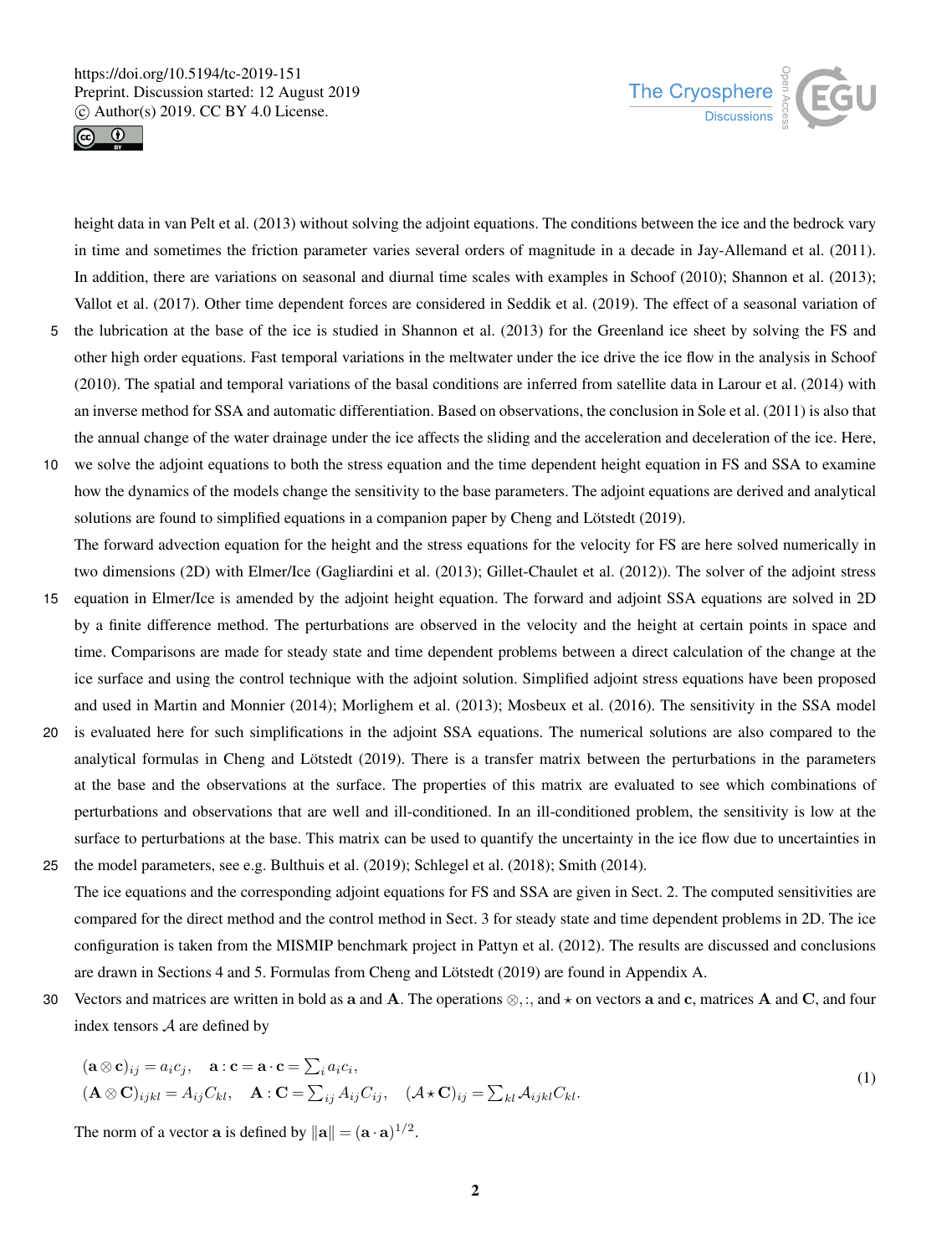height data in van Pelt et al. (2013) without solving the adjoint equations. The conditions between the ice and the bedrock vary in time and sometimes the friction parameter varies several orders of magnitude in a decade in Jay-Allemand et al. (2011). In addition, there are variations on seasonal and diurnal time scales with examples in Schoof (2010); Shannon et al. (2013); Vallot et al. (2017). Other time dependent forces are considered in Seddik et al. (2019). The effect of a seasonal variation of the lubrication at the base of the ice is studied in Shannon et al. (2013) for the Greenland ice sheet by solving the FS and other high order equations. Fast temporal variations in the meltwater under the ice drive the ice flow in the analysis in Schoof (2010). The spatial and temporal variations of the basal conditions are inferred from satellite data in Larour et al. (2014) with an inverse method for SSA and automatic differentiation. Based on observations, the conclusion in Sole et al. (2011) is also that the annual change of the water drainage under the ice affects the sliding and the acceleration and deceleration of the ice. Here, we solve the adjoint equations to both the stress equation and the time dependent height equation in FS and SSA to examine how the dynamics of the models change the sensitivity to the base parameters. The adjoint equations are derived and analytical solutions are found to simplified equations in a companion paper by Cheng and Lötstedt (2019).

The forward advection equation for the height and the stress equations for the velocity for FS are here solved numerically in two dimensions (2D) with Elmer/Ice (Gagliardini et al. (2013); Gillet-Chaulet et al. (2012)). The solver of the adjoint stress equation in Elmer/Ice is amended by the adjoint height equation. The forward and adjoint SSA equations are solved in 2D by a finite difference method. The perturbations are observed in the velocity and the height at certain points in space and time. Comparisons are made for steady state and time dependent problems between a direct calculation of the change at the ice surface and using the control technique with the adjoint solution. Simplified adjoint stress equations have been proposed and used in Martin and Monnier (2014); Morlighem et al. (2013); Mosbeux et al. (2016). The sensitivity in the SSA model is evaluated here for such simplifications in the adjoint SSA equations. The numerical solutions are also compared to the analytical formulas in Cheng and Lötstedt (2019). There is a transfer matrix between the perturbations in the parameters at the base and the observations at the surface. The properties of this matrix are evaluated to see which combinations of perturbations and observations that are well and ill-conditioned. In an ill-conditioned problem, the sensitivity is low at the surface to perturbations at the base. This matrix can be used to quantify the uncertainty in the ice flow due to uncertainties in the model parameters, see e.g. Bulthuis et al. (2019); Schlegel et al. (2018); Smith (2014).

The ice equations and the corresponding adjoint equations for FS and SSA are given in Sect. 2. The computed sensitivities are compared for the direct method and the control method in Sect. 3 for steady state and time dependent problems in 2D. The ice configuration is taken from the MISMIP benchmark project in Pattyn et al. (2012). The results are discussed and conclusions are drawn in Sections 4 and 5. Formulas from Cheng and Lötstedt (2019) are found in Appendix A.

Vectors and matrices are written in bold as $\mathbf{a}$ and $\mathbf{A}$. The operations $\otimes, :,$ and $\star$ on vectors $\mathbf{a}$ and $\mathbf{c}$, matrices $\mathbf{A}$ and $\mathbf{C}$, and four index tensors $\mathcal{A}$ are defined by

$$
\begin{aligned}
&(\mathbf{a} \otimes \mathbf{c})_{ij} = a_i c_j, \quad \mathbf{a} : \mathbf{c} = \mathbf{a} \cdot \mathbf{c} = \sum_i a_i c_i, \\
&(\mathbf{A} \otimes \mathbf{C})_{ijkl} = A_{ij} C_{kl}, \quad \mathbf{A} : \mathbf{C} = \sum_{ij} A_{ij} C_{ij}, \quad (\mathcal{A} \star \mathbf{C})_{ij} = \sum_{kl} \mathcal{A}_{ijkl} C_{kl}.
\end{aligned}
\tag{1}
$$

The norm of a vector $\mathbf{a}$ is defined by $\|\mathbf{a}\| = (\mathbf{a} \cdot \mathbf{a})^{1/2}$.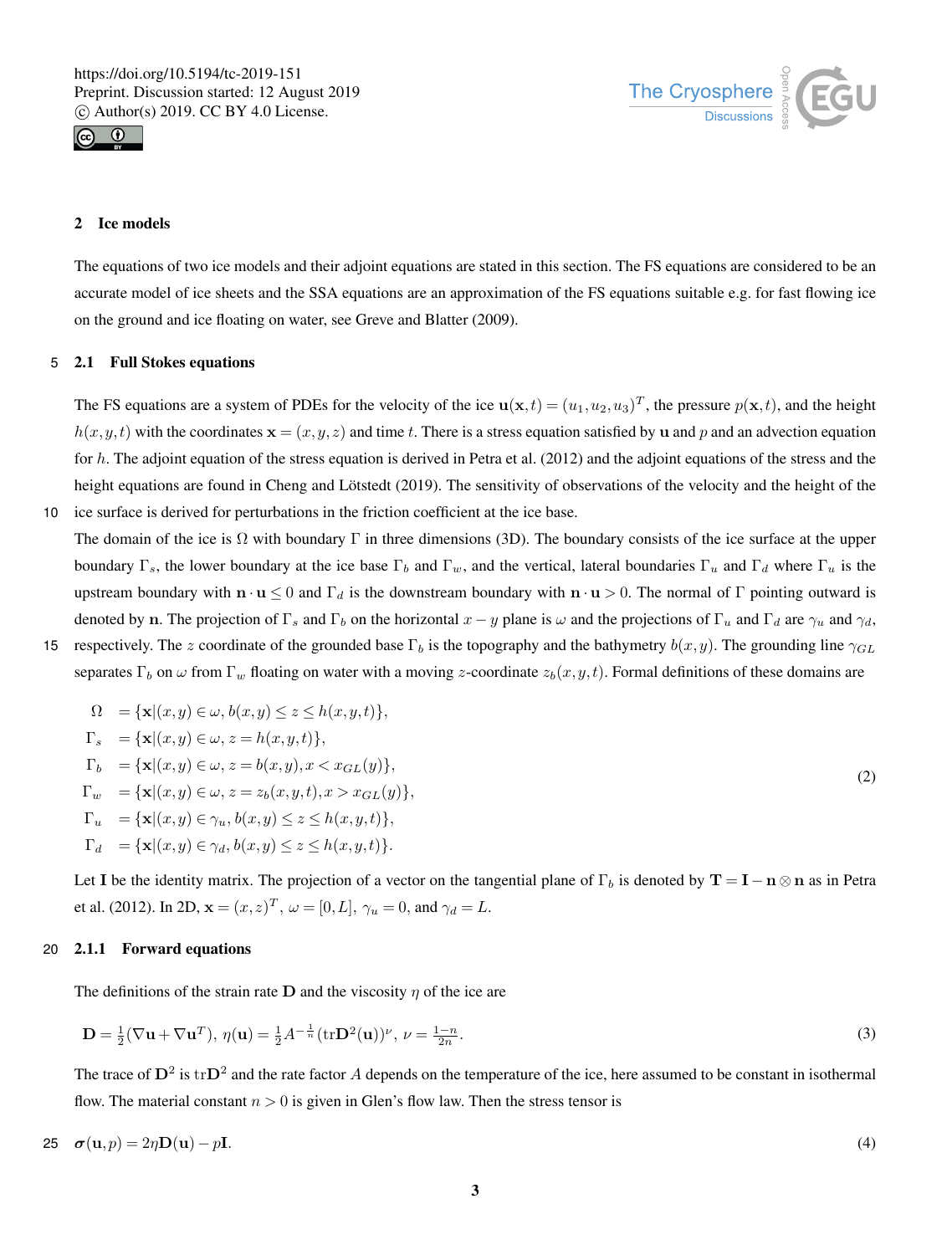## 2 Ice models

The equations of two ice models and their adjoint equations are stated in this section. The FS equations are considered to be an accurate model of ice sheets and the SSA equations are an approximation of the FS equations suitable e.g. for fast flowing ice on the ground and ice floating on water, see Greve and Blatter (2009).

### 2.1 Full Stokes equations

The FS equations are a system of PDEs for the velocity of the ice $\mathbf{u}(\mathbf{x},t) = (u_1, u_2, u_3)^T$, the pressure $p(\mathbf{x},t)$, and the height $h(x,y,t)$ with the coordinates $\mathbf{x} = (x,y,z)$ and time $t$. There is a stress equation satisfied by $\mathbf{u}$ and $p$ and an advection equation for $h$. The adjoint equation of the stress equation is derived in Petra et al. (2012) and the adjoint equations of the stress and the height equations are found in Cheng and Lötstedt (2019). The sensitivity of observations of the velocity and the height of the ice surface is derived for perturbations in the friction coefficient at the ice base.

The domain of the ice is $\Omega$ with boundary $\Gamma$ in three dimensions (3D). The boundary consists of the ice surface at the upper boundary $\Gamma_s$, the lower boundary at the ice base $\Gamma_b$ and $\Gamma_w$, and the vertical, lateral boundaries $\Gamma_u$ and $\Gamma_d$ where $\Gamma_u$ is the upstream boundary with $\mathbf{n}\cdot\mathbf{u} \le 0$ and $\Gamma_d$ is the downstream boundary with $\mathbf{n}\cdot\mathbf{u} > 0$. The normal of $\Gamma$ pointing outward is denoted by $\mathbf{n}$. The projection of $\Gamma_s$ and $\Gamma_b$ on the horizontal $x-y$ plane is $\omega$ and the projections of $\Gamma_u$ and $\Gamma_d$ are $\gamma_u$ and $\gamma_d$, respectively. The $z$ coordinate of the grounded base $\Gamma_b$ is the topography and the bathymetry $b(x,y)$. The grounding line $\gamma_{GL}$ separates $\Gamma_b$ on $\omega$ from $\Gamma_w$ floating on water with a moving $z$-coordinate $z_b(x,y,t)$. Formal definitions of these domains are

$$
\begin{aligned}
\Omega &= \{\mathbf{x}|(x,y)\in\omega, b(x,y)\le z\le h(x,y,t)\},\\
\Gamma_s &= \{\mathbf{x}|(x,y)\in\omega, z = h(x,y,t)\},\\
\Gamma_b &= \{\mathbf{x}|(x,y)\in\omega, z = b(x,y), x < x_{GL}(y)\},\\
\Gamma_w &= \{\mathbf{x}|(x,y)\in\omega, z = z_b(x,y,t), x > x_{GL}(y)\},\\
\Gamma_u &= \{\mathbf{x}|(x,y)\in\gamma_u, b(x,y)\le z\le h(x,y,t)\},\\
\Gamma_d &= \{\mathbf{x}|(x,y)\in\gamma_d, b(x,y)\le z\le h(x,y,t)\}.
\end{aligned}
\tag{2}
$$

Let $\mathbf{I}$ be the identity matrix. The projection of a vector on the tangential plane of $\Gamma_b$ is denoted by $\mathbf{T} = \mathbf{I} - \mathbf{n}\otimes\mathbf{n}$ as in Petra et al. (2012). In 2D, $\mathbf{x} = (x,z)^T$, $\omega = [0,L]$, $\gamma_u = 0$, and $\gamma_d = L$.

#### 2.1.1 Forward equations

The definitions of the strain rate $\mathbf{D}$ and the viscosity $\eta$ of the ice are

$$
\mathbf{D} = \tfrac{1}{2}(\nabla\mathbf{u} + \nabla\mathbf{u}^T),\ \eta(\mathbf{u}) = \tfrac{1}{2}A^{-\frac{1}{n}}(\mathrm{tr}\mathbf{D}^2(\mathbf{u}))^{\nu},\ \nu = \tfrac{1-n}{2n}.
\tag{3}
$$

The trace of $\mathbf{D}^2$ is $\mathrm{tr}\mathbf{D}^2$ and the rate factor $A$ depends on the temperature of the ice, here assumed to be constant in isothermal flow. The material constant $n > 0$ is given in Glen's flow law. Then the stress tensor is

$$
\boldsymbol{\sigma}(\mathbf{u},p) = 2\eta\mathbf{D}(\mathbf{u}) - p\mathbf{I}.
\tag{4}
$$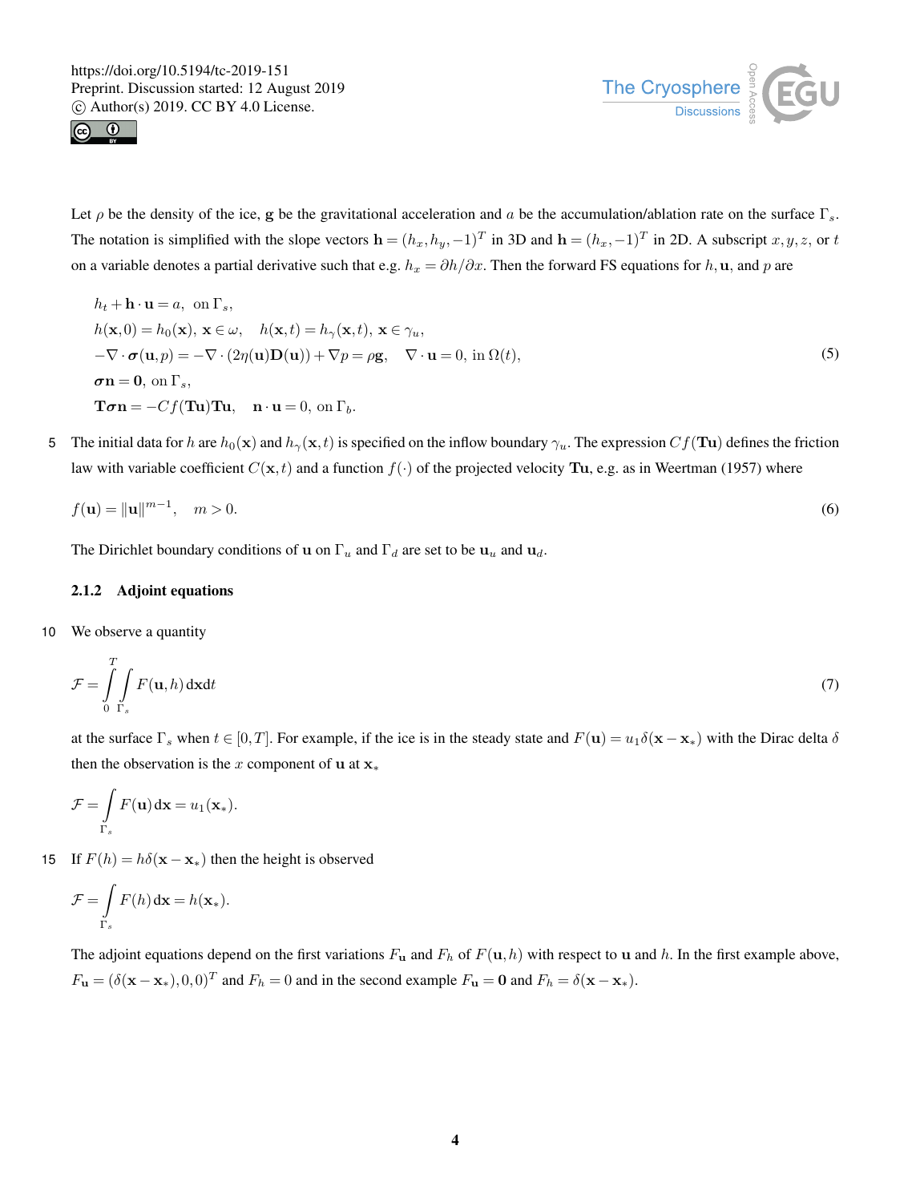Let $\rho$ be the density of the ice, $\mathbf{g}$ be the gravitational acceleration and $a$ be the accumulation/ablation rate on the surface $\Gamma_s$. The notation is simplified with the slope vectors $\mathbf{h} = (h_x, h_y, -1)^T$ in 3D and $\mathbf{h} = (h_x, -1)^T$ in 2D. A subscript $x, y, z$, or $t$ on a variable denotes a partial derivative such that e.g. $h_x = \partial h / \partial x$. Then the forward FS equations for $h, \mathbf{u}$, and $p$ are

$$
\begin{aligned}
& h_t + \mathbf{h} \cdot \mathbf{u} = a, \;\text{ on } \Gamma_s, \\
& h(\mathbf{x}, 0) = h_0(\mathbf{x}),\; \mathbf{x} \in \omega, \quad h(\mathbf{x}, t) = h_\gamma(\mathbf{x}, t),\; \mathbf{x} \in \gamma_u, \\
& -\nabla \cdot \boldsymbol{\sigma}(\mathbf{u}, p) = -\nabla \cdot (2\eta(\mathbf{u})\mathbf{D}(\mathbf{u})) + \nabla p = \rho \mathbf{g}, \quad \nabla \cdot \mathbf{u} = 0, \text{ in } \Omega(t), \\
& \boldsymbol{\sigma}\mathbf{n} = \mathbf{0}, \text{ on } \Gamma_s, \\
& \mathbf{T}\boldsymbol{\sigma}\mathbf{n} = -Cf(\mathbf{T}\mathbf{u})\mathbf{T}\mathbf{u}, \quad \mathbf{n} \cdot \mathbf{u} = 0, \text{ on } \Gamma_b.
\end{aligned}
\tag{5}
$$

The initial data for $h$ are $h_0(\mathbf{x})$ and $h_\gamma(\mathbf{x}, t)$ is specified on the inflow boundary $\gamma_u$. The expression $Cf(\mathbf{T}\mathbf{u})$ defines the friction law with variable coefficient $C(\mathbf{x}, t)$ and a function $f(\cdot)$ of the projected velocity $\mathbf{T}\mathbf{u}$, e.g. as in Weertman (1957) where

$$
f(\mathbf{u}) = \|\mathbf{u}\|^{m-1}, \quad m > 0. \tag{6}
$$

The Dirichlet boundary conditions of $\mathbf{u}$ on $\Gamma_u$ and $\Gamma_d$ are set to be $\mathbf{u}_u$ and $\mathbf{u}_d$.

### 2.1.2 Adjoint equations

We observe a quantity

$$
\mathcal{F} = \int_0^T \int_{\Gamma_s} F(\mathbf{u}, h)\,\mathrm{d}\mathbf{x}\mathrm{d}t \tag{7}
$$

at the surface $\Gamma_s$ when $t \in [0, T]$. For example, if the ice is in the steady state and $F(\mathbf{u}) = u_1 \delta(\mathbf{x} - \mathbf{x}_*)$ with the Dirac delta $\delta$ then the observation is the $x$ component of $\mathbf{u}$ at $\mathbf{x}_*$

$$
\mathcal{F} = \int_{\Gamma_s} F(\mathbf{u})\,\mathrm{d}\mathbf{x} = u_1(\mathbf{x}_*).
$$

If $F(h) = h\delta(\mathbf{x} - \mathbf{x}_*)$ then the height is observed

$$
\mathcal{F} = \int_{\Gamma_s} F(h)\,\mathrm{d}\mathbf{x} = h(\mathbf{x}_*).
$$

The adjoint equations depend on the first variations $F_\mathbf{u}$ and $F_h$ of $F(\mathbf{u}, h)$ with respect to $\mathbf{u}$ and $h$. In the first example above, $F_\mathbf{u} = (\delta(\mathbf{x} - \mathbf{x}_*), 0, 0)^T$ and $F_h = 0$ and in the second example $F_\mathbf{u} = \mathbf{0}$ and $F_h = \delta(\mathbf{x} - \mathbf{x}_*)$.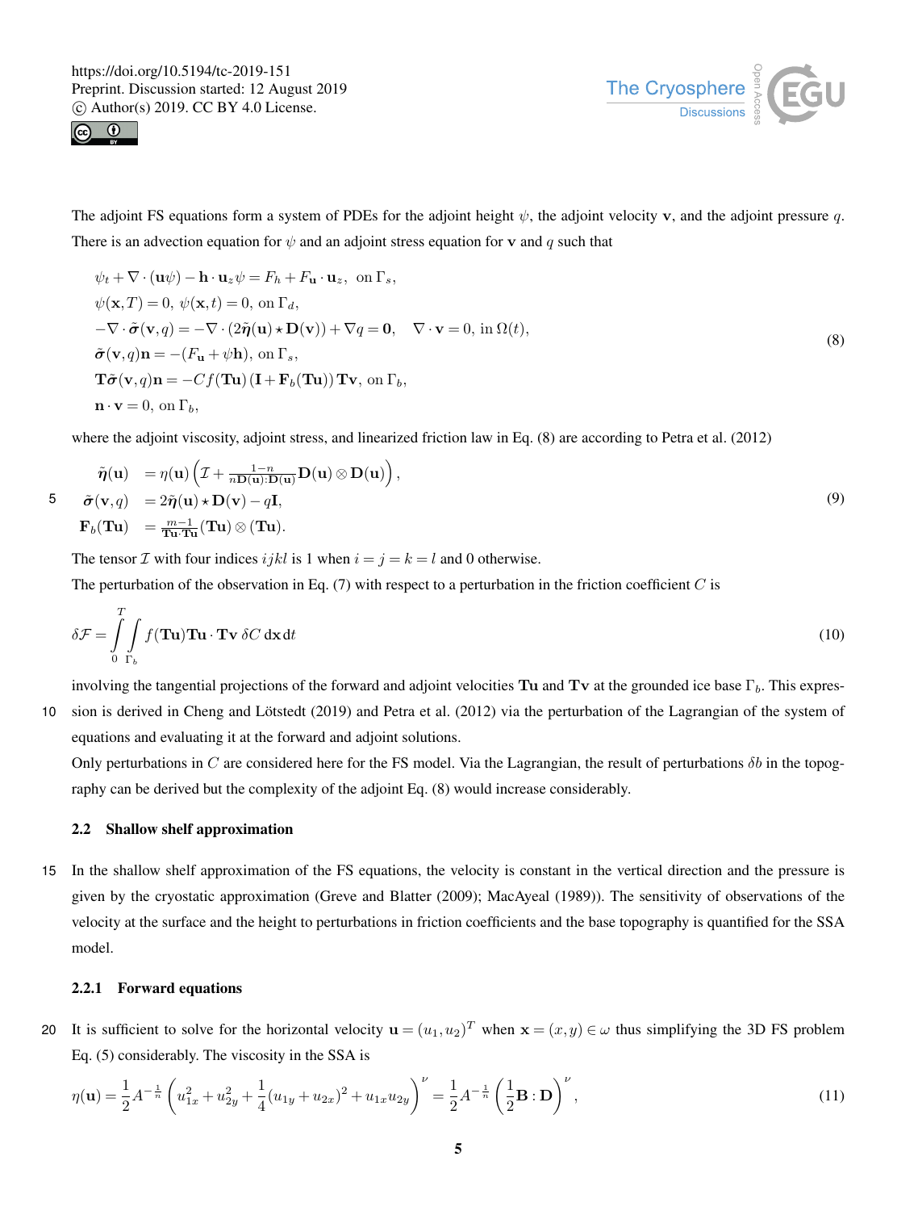The adjoint FS equations form a system of PDEs for the adjoint height $\psi$, the adjoint velocity $\mathbf{v}$, and the adjoint pressure $q$. There is an advection equation for $\psi$ and an adjoint stress equation for $\mathbf{v}$ and $q$ such that

$$
\begin{aligned}
&\psi_t + \nabla\cdot(\mathbf{u}\psi) - \mathbf{h}\cdot\mathbf{u}_z\psi = F_h + F_{\mathbf{u}}\cdot\mathbf{u}_z,\ \text{ on } \Gamma_s,\\
&\psi(\mathbf{x},T)=0,\ \psi(\mathbf{x},t)=0, \text{ on } \Gamma_d,\\
&-\nabla\cdot\tilde{\boldsymbol{\sigma}}(\mathbf{v},q) = -\nabla\cdot(2\tilde{\boldsymbol{\eta}}(\mathbf{u})\star\mathbf{D}(\mathbf{v})) + \nabla q = \mathbf{0},\quad \nabla\cdot\mathbf{v}=0, \text{ in } \Omega(t),\\
&\tilde{\boldsymbol{\sigma}}(\mathbf{v},q)\mathbf{n} = -(F_{\mathbf{u}}+\psi\mathbf{h}), \text{ on } \Gamma_s,\\
&\mathbf{T}\tilde{\boldsymbol{\sigma}}(\mathbf{v},q)\mathbf{n} = -Cf(\mathbf{Tu})\left(\mathbf{I}+\mathbf{F}_b(\mathbf{Tu})\right)\mathbf{Tv}, \text{ on } \Gamma_b,\\
&\mathbf{n}\cdot\mathbf{v}=0, \text{ on } \Gamma_b,
\end{aligned}
\tag{8}
$$

where the adjoint viscosity, adjoint stress, and linearized friction law in Eq. (8) are according to Petra et al. (2012)

$$
\begin{aligned}
\tilde{\boldsymbol{\eta}}(\mathbf{u}) &= \eta(\mathbf{u})\left(\mathcal{I} + \tfrac{1-n}{n\mathbf{D}(\mathbf{u}):\mathbf{D}(\mathbf{u})}\mathbf{D}(\mathbf{u})\otimes\mathbf{D}(\mathbf{u})\right),\\
\tilde{\boldsymbol{\sigma}}(\mathbf{v},q) &= 2\tilde{\boldsymbol{\eta}}(\mathbf{u})\star\mathbf{D}(\mathbf{v}) - q\mathbf{I},\\
\mathbf{F}_b(\mathbf{Tu}) &= \tfrac{m-1}{\mathbf{Tu}\cdot\mathbf{Tu}}(\mathbf{Tu})\otimes(\mathbf{Tu}).
\end{aligned}
\tag{9}
$$

The tensor $\mathcal{I}$ with four indices $ijkl$ is 1 when $i=j=k=l$ and 0 otherwise.

The perturbation of the observation in Eq. (7) with respect to a perturbation in the friction coefficient $C$ is

$$
\delta\mathcal{F} = \int_0^T\int_{\Gamma_b} f(\mathbf{Tu})\mathbf{Tu}\cdot\mathbf{Tv}\,\delta C\,\mathrm{d}\mathbf{x}\,\mathrm{d}t
\tag{10}
$$

involving the tangential projections of the forward and adjoint velocities $\mathbf{Tu}$ and $\mathbf{Tv}$ at the grounded ice base $\Gamma_b$. This expression is derived in Cheng and Lötstedt (2019) and Petra et al. (2012) via the perturbation of the Lagrangian of the system of equations and evaluating it at the forward and adjoint solutions.

Only perturbations in $C$ are considered here for the FS model. Via the Lagrangian, the result of perturbations $\delta b$ in the topography can be derived but the complexity of the adjoint Eq. (8) would increase considerably.

### 2.2 Shallow shelf approximation

In the shallow shelf approximation of the FS equations, the velocity is constant in the vertical direction and the pressure is given by the cryostatic approximation (Greve and Blatter (2009); MacAyeal (1989)). The sensitivity of observations of the velocity at the surface and the height to perturbations in friction coefficients and the base topography is quantified for the SSA model.

#### 2.2.1 Forward equations

It is sufficient to solve for the horizontal velocity $\mathbf{u}=(u_1,u_2)^T$ when $\mathbf{x}=(x,y)\in\omega$ thus simplifying the 3D FS problem Eq. (5) considerably. The viscosity in the SSA is

$$
\eta(\mathbf{u}) = \frac{1}{2}A^{-\frac{1}{n}}\left(u_{1x}^2 + u_{2y}^2 + \frac{1}{4}(u_{1y}+u_{2x})^2 + u_{1x}u_{2y}\right)^{\nu} = \frac{1}{2}A^{-\frac{1}{n}}\left(\frac{1}{2}\mathbf{B}:\mathbf{D}\right)^{\nu},
\tag{11}
$$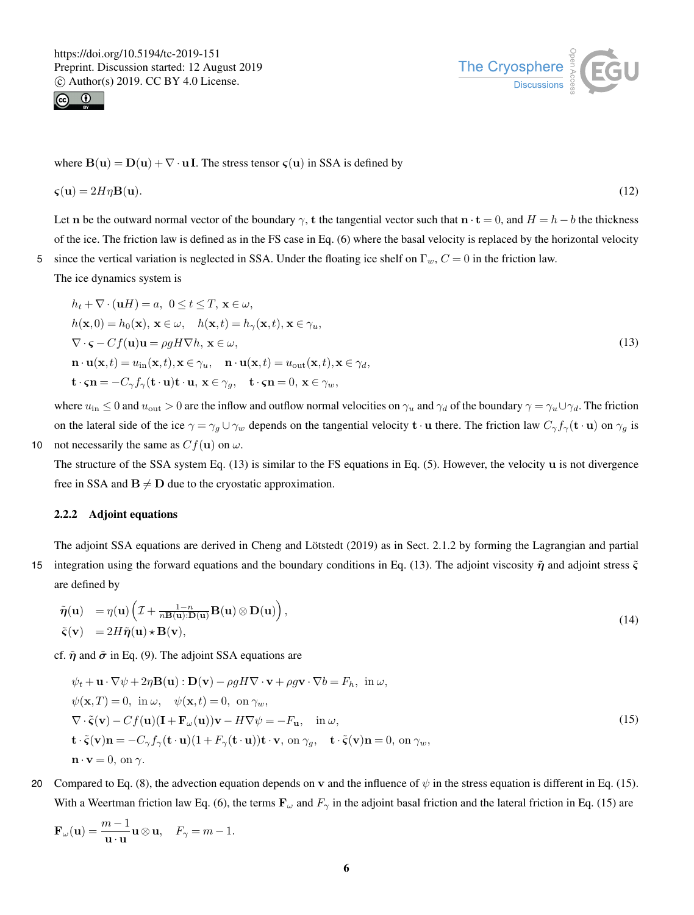where $\mathbf{B}(\mathbf{u}) = \mathbf{D}(\mathbf{u}) + \nabla \cdot \mathbf{u}\mathbf{I}$. The stress tensor $\boldsymbol{\varsigma}(\mathbf{u})$ in SSA is defined by

$$\boldsymbol{\varsigma}(\mathbf{u}) = 2H\eta\mathbf{B}(\mathbf{u}). \tag{12}$$

Let $\mathbf{n}$ be the outward normal vector of the boundary $\gamma$, $\mathbf{t}$ the tangential vector such that $\mathbf{n} \cdot \mathbf{t} = 0$, and $H = h - b$ the thickness of the ice. The friction law is defined as in the FS case in Eq. (6) where the basal velocity is replaced by the horizontal velocity since the vertical variation is neglected in SSA. Under the floating ice shelf on $\Gamma_w$, $C = 0$ in the friction law.

The ice dynamics system is

$$\begin{aligned}
&h_t + \nabla \cdot (\mathbf{u}H) = a, \ 0 \le t \le T, \ \mathbf{x} \in \omega, \\
&h(\mathbf{x}, 0) = h_0(\mathbf{x}), \ \mathbf{x} \in \omega, \quad h(\mathbf{x}, t) = h_\gamma(\mathbf{x}, t), \mathbf{x} \in \gamma_u, \\
&\nabla \cdot \boldsymbol{\varsigma} - Cf(\mathbf{u})\mathbf{u} = \rho g H \nabla h, \ \mathbf{x} \in \omega, \\
&\mathbf{n} \cdot \mathbf{u}(\mathbf{x}, t) = u_{\text{in}}(\mathbf{x}, t), \mathbf{x} \in \gamma_u, \quad \mathbf{n} \cdot \mathbf{u}(\mathbf{x}, t) = u_{\text{out}}(\mathbf{x}, t), \mathbf{x} \in \gamma_d, \\
&\mathbf{t} \cdot \boldsymbol{\varsigma}\mathbf{n} = -C_\gamma f_\gamma(\mathbf{t} \cdot \mathbf{u})\mathbf{t} \cdot \mathbf{u}, \ \mathbf{x} \in \gamma_g, \quad \mathbf{t} \cdot \boldsymbol{\varsigma}\mathbf{n} = 0, \ \mathbf{x} \in \gamma_w,
\end{aligned} \tag{13}$$

where $u_{\text{in}} \le 0$ and $u_{\text{out}} > 0$ are the inflow and outflow normal velocities on $\gamma_u$ and $\gamma_d$ of the boundary $\gamma = \gamma_u \cup \gamma_d$. The friction on the lateral side of the ice $\gamma = \gamma_g \cup \gamma_w$ depends on the tangential velocity $\mathbf{t} \cdot \mathbf{u}$ there. The friction law $C_\gamma f_\gamma(\mathbf{t} \cdot \mathbf{u})$ on $\gamma_g$ is not necessarily the same as $Cf(\mathbf{u})$ on $\omega$.

The structure of the SSA system Eq. (13) is similar to the FS equations in Eq. (5). However, the velocity $\mathbf{u}$ is not divergence free in SSA and $\mathbf{B} \neq \mathbf{D}$ due to the cryostatic approximation.

### 2.2.2 Adjoint equations

The adjoint SSA equations are derived in Cheng and Lötstedt (2019) as in Sect. 2.1.2 by forming the Lagrangian and partial integration using the forward equations and the boundary conditions in Eq. (13). The adjoint viscosity $\tilde{\boldsymbol{\eta}}$ and adjoint stress $\tilde{\boldsymbol{\varsigma}}$ are defined by

$$\begin{aligned}
\tilde{\boldsymbol{\eta}}(\mathbf{u}) \ &= \eta(\mathbf{u}) \left( \mathcal{I} + \tfrac{1-n}{n\mathbf{B}(\mathbf{u}):\mathbf{D}(\mathbf{u})} \mathbf{B}(\mathbf{u}) \otimes \mathbf{D}(\mathbf{u}) \right), \\
\tilde{\boldsymbol{\varsigma}}(\mathbf{v}) \ &= 2H\tilde{\boldsymbol{\eta}}(\mathbf{u}) \star \mathbf{B}(\mathbf{v}),
\end{aligned} \tag{14}$$

cf. $\tilde{\boldsymbol{\eta}}$ and $\tilde{\boldsymbol{\sigma}}$ in Eq. (9). The adjoint SSA equations are

$$\begin{aligned}
&\psi_t + \mathbf{u} \cdot \nabla \psi + 2\eta \mathbf{B}(\mathbf{u}) : \mathbf{D}(\mathbf{v}) - \rho g H \nabla \cdot \mathbf{v} + \rho g \mathbf{v} \cdot \nabla b = F_h, \ \text{in } \omega, \\
&\psi(\mathbf{x}, T) = 0, \ \text{in } \omega, \quad \psi(\mathbf{x}, t) = 0, \ \text{on } \gamma_w, \\
&\nabla \cdot \tilde{\boldsymbol{\varsigma}}(\mathbf{v}) - Cf(\mathbf{u})(\mathbf{I} + \mathbf{F}_\omega(\mathbf{u}))\mathbf{v} - H\nabla\psi = -F_\mathbf{u}, \quad \text{in } \omega, \\
&\mathbf{t} \cdot \tilde{\boldsymbol{\varsigma}}(\mathbf{v})\mathbf{n} = -C_\gamma f_\gamma(\mathbf{t} \cdot \mathbf{u})(1 + F_\gamma(\mathbf{t} \cdot \mathbf{u}))\mathbf{t} \cdot \mathbf{v}, \text{ on } \gamma_g, \quad \mathbf{t} \cdot \tilde{\boldsymbol{\varsigma}}(\mathbf{v})\mathbf{n} = 0, \text{ on } \gamma_w, \\
&\mathbf{n} \cdot \mathbf{v} = 0, \text{ on } \gamma.
\end{aligned} \tag{15}$$

Compared to Eq. (8), the advection equation depends on $\mathbf{v}$ and the influence of $\psi$ in the stress equation is different in Eq. (15). With a Weertman friction law Eq. (6), the terms $\mathbf{F}_\omega$ and $F_\gamma$ in the adjoint basal friction and the lateral friction in Eq. (15) are

$$\mathbf{F}_\omega(\mathbf{u}) = \frac{m-1}{\mathbf{u} \cdot \mathbf{u}} \mathbf{u} \otimes \mathbf{u}, \quad F_\gamma = m - 1.$$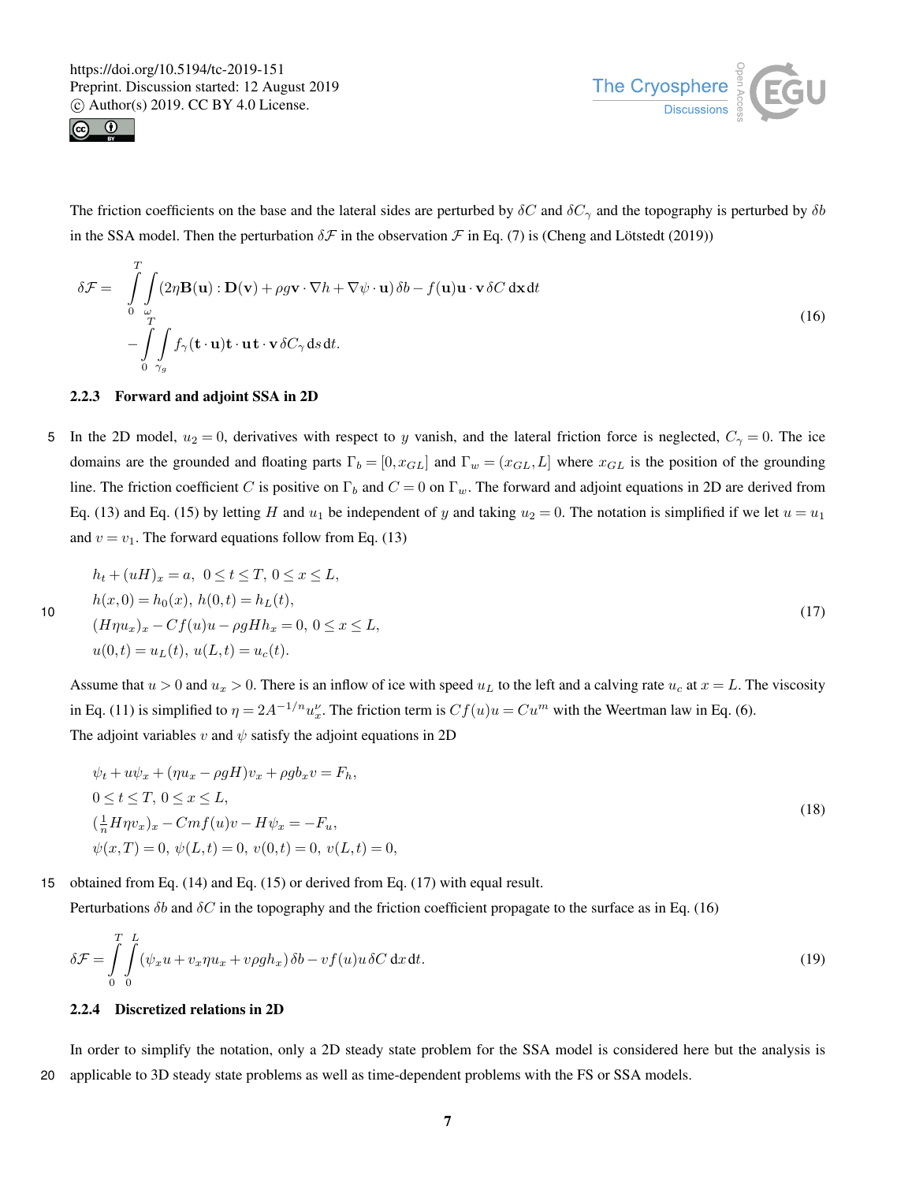The friction coefficients on the base and the lateral sides are perturbed by $\delta C$ and $\delta C_\gamma$ and the topography is perturbed by $\delta b$ in the SSA model. Then the perturbation $\delta \mathcal{F}$ in the observation $\mathcal{F}$ in Eq. (7) is (Cheng and Lötstedt (2019))

$$
\begin{aligned}
\delta \mathcal{F} = & \int_0^T \int_\omega (2\eta \mathbf{B}(\mathbf{u}) : \mathbf{D}(\mathbf{v}) + \rho g \mathbf{v} \cdot \nabla h + \nabla \psi \cdot \mathbf{u})\, \delta b - f(\mathbf{u})\mathbf{u} \cdot \mathbf{v}\, \delta C \, \mathrm{d}\mathbf{x}\, \mathrm{d}t \\
& - \int_0^T \int_{\gamma_g} f_\gamma(\mathbf{t} \cdot \mathbf{u}) \mathbf{t} \cdot \mathbf{u} \mathbf{t} \cdot \mathbf{v}\, \delta C_\gamma \, \mathrm{d}s\, \mathrm{d}t.
\end{aligned}
\tag{16}
$$

### 2.2.3 Forward and adjoint SSA in 2D

In the 2D model, $u_2 = 0$, derivatives with respect to $y$ vanish, and the lateral friction force is neglected, $C_\gamma = 0$. The ice domains are the grounded and floating parts $\Gamma_b = [0, x_{GL}]$ and $\Gamma_w = (x_{GL}, L]$ where $x_{GL}$ is the position of the grounding line. The friction coefficient $C$ is positive on $\Gamma_b$ and $C = 0$ on $\Gamma_w$. The forward and adjoint equations in 2D are derived from Eq. (13) and Eq. (15) by letting $H$ and $u_1$ be independent of $y$ and taking $u_2 = 0$. The notation is simplified if we let $u = u_1$ and $v = v_1$. The forward equations follow from Eq. (13)

$$
\begin{aligned}
& h_t + (uH)_x = a, \;\; 0 \le t \le T, \; 0 \le x \le L, \\
& h(x,0) = h_0(x), \; h(0,t) = h_L(t), \\
& (H\eta u_x)_x - Cf(u)u - \rho g H h_x = 0, \; 0 \le x \le L, \\
& u(0,t) = u_L(t), \; u(L,t) = u_c(t).
\end{aligned}
\tag{17}
$$

Assume that $u > 0$ and $u_x > 0$. There is an inflow of ice with speed $u_L$ to the left and a calving rate $u_c$ at $x = L$. The viscosity in Eq. (11) is simplified to $\eta = 2A^{-1/n} u_x^\nu$. The friction term is $Cf(u)u = Cu^m$ with the Weertman law in Eq. (6).

The adjoint variables $v$ and $\psi$ satisfy the adjoint equations in 2D

$$
\begin{aligned}
& \psi_t + u\psi_x + (\eta u_x - \rho g H) v_x + \rho g b_x v = F_h, \\
& 0 \le t \le T, \; 0 \le x \le L, \\
& (\tfrac{1}{n} H \eta v_x)_x - Cmf(u)v - H\psi_x = -F_u, \\
& \psi(x,T) = 0, \; \psi(L,t) = 0, \; v(0,t) = 0, \; v(L,t) = 0,
\end{aligned}
\tag{18}
$$

obtained from Eq. (14) and Eq. (15) or derived from Eq. (17) with equal result.

Perturbations $\delta b$ and $\delta C$ in the topography and the friction coefficient propagate to the surface as in Eq. (16)

$$
\delta \mathcal{F} = \int_0^T \int_0^L (\psi_x u + v_x \eta u_x + v\rho g h_x)\, \delta b - v f(u) u\, \delta C \, \mathrm{d}x\, \mathrm{d}t.
\tag{19}
$$

### 2.2.4 Discretized relations in 2D

In order to simplify the notation, only a 2D steady state problem for the SSA model is considered here but the analysis is applicable to 3D steady state problems as well as time-dependent problems with the FS or SSA models.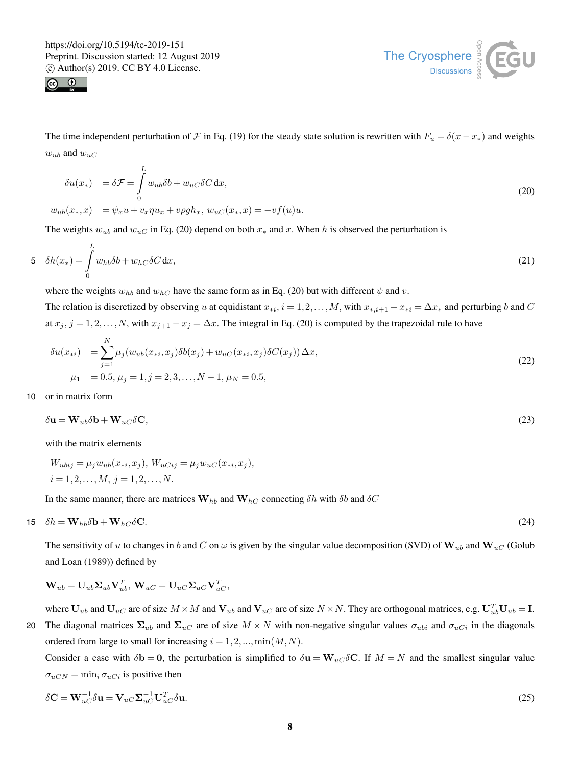The time independent perturbation of $\mathcal{F}$ in Eq. (19) for the steady state solution is rewritten with $F_u = \delta(x - x_*)$ and weights $w_{ub}$ and $w_{uC}$

$$
\begin{aligned}
\delta u(x_*) \quad &= \delta\mathcal{F} = \int_0^L w_{ub}\delta b + w_{uC}\delta C \,\mathrm{d}x, \\
w_{ub}(x_*, x) \quad &= \psi_x u + v_x \eta u_x + v\rho g h_x,\; w_{uC}(x_*, x) = -v f(u) u.
\end{aligned}
\tag{20}
$$

The weights $w_{ub}$ and $w_{uC}$ in Eq. (20) depend on both $x_*$ and $x$. When $h$ is observed the perturbation is

$$
\delta h(x_*) = \int_0^L w_{hb}\delta b + w_{hC}\delta C \,\mathrm{d}x,
\tag{21}
$$

where the weights $w_{hb}$ and $w_{hC}$ have the same form as in Eq. (20) but with different $\psi$ and $v$.

The relation is discretized by observing $u$ at equidistant $x_{*i}$, $i = 1, 2, \ldots, M$, with $x_{*,i+1} - x_{*i} = \Delta x_*$ and perturbing $b$ and $C$ at $x_j$, $j = 1, 2, \ldots, N$, with $x_{j+1} - x_j = \Delta x$. The integral in Eq. (20) is computed by the trapezoidal rule to have

$$
\begin{aligned}
\delta u(x_{*i}) \quad &= \sum_{j=1}^{N} \mu_j \left( w_{ub}(x_{*i}, x_j)\delta b(x_j) + w_{uC}(x_{*i}, x_j)\delta C(x_j) \right)\Delta x, \\
\mu_1 \quad &= 0.5,\; \mu_j = 1, j = 2, 3, \ldots, N-1,\; \mu_N = 0.5,
\end{aligned}
\tag{22}
$$

or in matrix form

$$
\delta\mathbf{u} = \mathbf{W}_{ub}\delta\mathbf{b} + \mathbf{W}_{uC}\delta\mathbf{C},
\tag{23}
$$

with the matrix elements

$$
\begin{aligned}
&W_{ubij} = \mu_j w_{ub}(x_{*i}, x_j),\; W_{uCij} = \mu_j w_{uC}(x_{*i}, x_j), \\
&i = 1, 2, \ldots, M,\; j = 1, 2, \ldots, N.
\end{aligned}
$$

In the same manner, there are matrices $\mathbf{W}_{hb}$ and $\mathbf{W}_{hC}$ connecting $\delta h$ with $\delta b$ and $\delta C$

$$
\delta h = \mathbf{W}_{hb}\delta\mathbf{b} + \mathbf{W}_{hC}\delta\mathbf{C}.
\tag{24}
$$

The sensitivity of $u$ to changes in $b$ and $C$ on $\omega$ is given by the singular value decomposition (SVD) of $\mathbf{W}_{ub}$ and $\mathbf{W}_{uC}$ (Golub and Loan (1989)) defined by

$$
\mathbf{W}_{ub} = \mathbf{U}_{ub}\mathbf{\Sigma}_{ub}\mathbf{V}_{ub}^T,\; \mathbf{W}_{uC} = \mathbf{U}_{uC}\mathbf{\Sigma}_{uC}\mathbf{V}_{uC}^T,
$$

where $\mathbf{U}_{ub}$ and $\mathbf{U}_{uC}$ are of size $M \times M$ and $\mathbf{V}_{ub}$ and $\mathbf{V}_{uC}$ are of size $N \times N$. They are orthogonal matrices, e.g. $\mathbf{U}_{ub}^T\mathbf{U}_{ub} = \mathbf{I}$. The diagonal matrices $\mathbf{\Sigma}_{ub}$ and $\mathbf{\Sigma}_{uC}$ are of size $M \times N$ with non-negative singular values $\sigma_{ubi}$ and $\sigma_{uCi}$ in the diagonals ordered from large to small for increasing $i = 1, 2, ..., \min(M, N)$.

Consider a case with $\delta\mathbf{b} = \mathbf{0}$, the perturbation is simplified to $\delta\mathbf{u} = \mathbf{W}_{uC}\delta\mathbf{C}$. If $M = N$ and the smallest singular value $\sigma_{uCN} = \min_i \sigma_{uCi}$ is positive then

$$
\delta\mathbf{C} = \mathbf{W}_{uC}^{-1}\delta\mathbf{u} = \mathbf{V}_{uC}\mathbf{\Sigma}_{uC}^{-1}\mathbf{U}_{uC}^T\delta\mathbf{u}.
\tag{25}
$$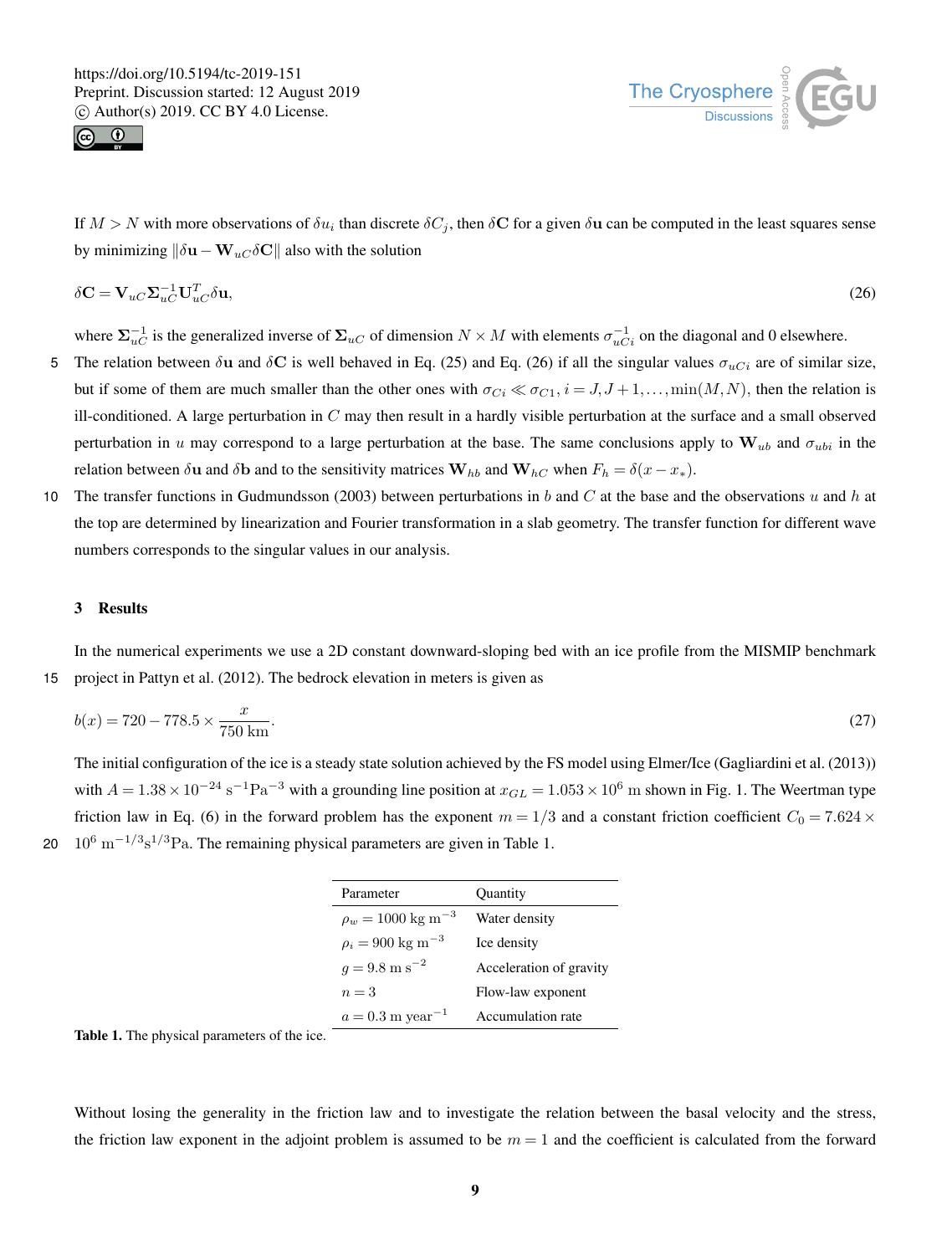If $M > N$ with more observations of $\delta u_i$ than discrete $\delta C_j$, then $\delta \mathbf{C}$ for a given $\delta \mathbf{u}$ can be computed in the least squares sense by minimizing $\|\delta \mathbf{u} - \mathbf{W}_{uC}\delta \mathbf{C}\|$ also with the solution

$$\delta \mathbf{C} = \mathbf{V}_{uC}\boldsymbol{\Sigma}_{uC}^{-1}\mathbf{U}_{uC}^{T}\delta \mathbf{u}, \tag{26}$$

where $\boldsymbol{\Sigma}_{uC}^{-1}$ is the generalized inverse of $\boldsymbol{\Sigma}_{uC}$ of dimension $N \times M$ with elements $\sigma_{uCi}^{-1}$ on the diagonal and 0 elsewhere. The relation between $\delta \mathbf{u}$ and $\delta \mathbf{C}$ is well behaved in Eq. (25) and Eq. (26) if all the singular values $\sigma_{uCi}$ are of similar size, but if some of them are much smaller than the other ones with $\sigma_{Ci} \ll \sigma_{C1}, i = J, J+1, \ldots, \min(M,N)$, then the relation is ill-conditioned. A large perturbation in $C$ may then result in a hardly visible perturbation at the surface and a small observed perturbation in $u$ may correspond to a large perturbation at the base. The same conclusions apply to $\mathbf{W}_{ub}$ and $\sigma_{ubi}$ in the relation between $\delta \mathbf{u}$ and $\delta \mathbf{b}$ and to the sensitivity matrices $\mathbf{W}_{hb}$ and $\mathbf{W}_{hC}$ when $F_h = \delta(x - x_*)$.

The transfer functions in Gudmundsson (2003) between perturbations in $b$ and $C$ at the base and the observations $u$ and $h$ at the top are determined by linearization and Fourier transformation in a slab geometry. The transfer function for different wave numbers corresponds to the singular values in our analysis.

## 3 Results

In the numerical experiments we use a 2D constant downward-sloping bed with an ice profile from the MISMIP benchmark project in Pattyn et al. (2012). The bedrock elevation in meters is given as

$$b(x) = 720 - 778.5 \times \frac{x}{750\ \mathrm{km}}. \tag{27}$$

The initial configuration of the ice is a steady state solution achieved by the FS model using Elmer/Ice (Gagliardini et al. (2013)) with $A = 1.38 \times 10^{-24}\ \mathrm{s^{-1}Pa^{-3}}$ with a grounding line position at $x_{GL} = 1.053 \times 10^{6}\ \mathrm{m}$ shown in Fig. 1. The Weertman type friction law in Eq. (6) in the forward problem has the exponent $m = 1/3$ and a constant friction coefficient $C_0 = 7.624 \times 10^{6}\ \mathrm{m^{-1/3}s^{1/3}Pa}$. The remaining physical parameters are given in Table 1.

| Parameter | Quantity |
|---|---|
| $\rho_w = 1000\ \mathrm{kg\ m^{-3}}$ | Water density |
| $\rho_i = 900\ \mathrm{kg\ m^{-3}}$ | Ice density |
| $g = 9.8\ \mathrm{m\ s^{-2}}$ | Acceleration of gravity |
| $n = 3$ | Flow-law exponent |
| $a = 0.3\ \mathrm{m\ year^{-1}}$ | Accumulation rate |

**Table 1.** The physical parameters of the ice.

Without losing the generality in the friction law and to investigate the relation between the basal velocity and the stress, the friction law exponent in the adjoint problem is assumed to be $m = 1$ and the coefficient is calculated from the forward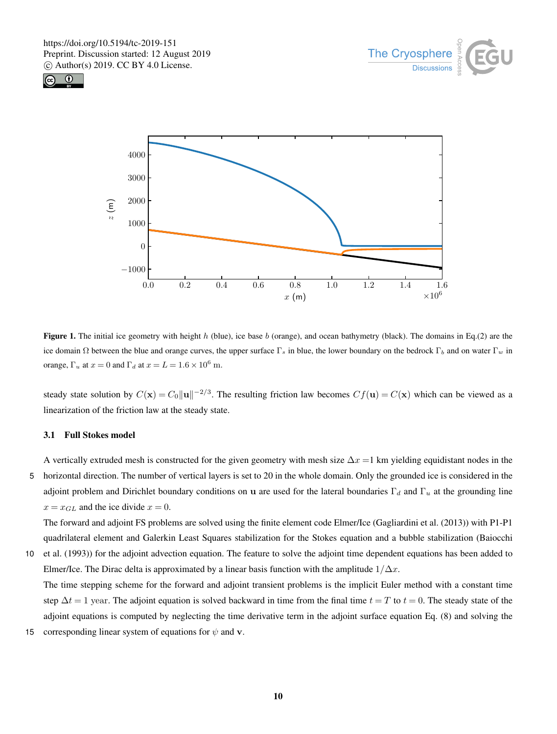**Figure 1.** The initial ice geometry with height $h$ (blue), ice base $b$ (orange), and ocean bathymetry (black). The domains in Eq.(2) are the ice domain $\Omega$ between the blue and orange curves, the upper surface $\Gamma_s$ in blue, the lower boundary on the bedrock $\Gamma_b$ and on water $\Gamma_w$ in orange, $\Gamma_u$ at $x = 0$ and $\Gamma_d$ at $x = L = 1.6 \times 10^6$ m.

steady state solution by $C(\mathbf{x}) = C_0 \|\mathbf{u}\|^{-2/3}$. The resulting friction law becomes $Cf(\mathbf{u}) = C(\mathbf{x})$ which can be viewed as a linearization of the friction law at the steady state.

### 3.1 Full Stokes model

A vertically extruded mesh is constructed for the given geometry with mesh size $\Delta x =1$ km yielding equidistant nodes in the horizontal direction. The number of vertical layers is set to 20 in the whole domain. Only the grounded ice is considered in the adjoint problem and Dirichlet boundary conditions on $\mathbf{u}$ are used for the lateral boundaries $\Gamma_d$ and $\Gamma_u$ at the grounding line $x = x_{GL}$ and the ice divide $x = 0$.

The forward and adjoint FS problems are solved using the finite element code Elmer/Ice (Gagliardini et al. (2013)) with P1-P1 quadrilateral element and Galerkin Least Squares stabilization for the Stokes equation and a bubble stabilization (Baiocchi et al. (1993)) for the adjoint advection equation. The feature to solve the adjoint time dependent equations has been added to Elmer/Ice. The Dirac delta is approximated by a linear basis function with the amplitude $1/\Delta x$.

The time stepping scheme for the forward and adjoint transient problems is the implicit Euler method with a constant time step $\Delta t = 1$ year. The adjoint equation is solved backward in time from the final time $t = T$ to $t = 0$. The steady state of the adjoint equations is computed by neglecting the time derivative term in the adjoint surface equation Eq. (8) and solving the corresponding linear system of equations for $\psi$ and $\mathbf{v}$.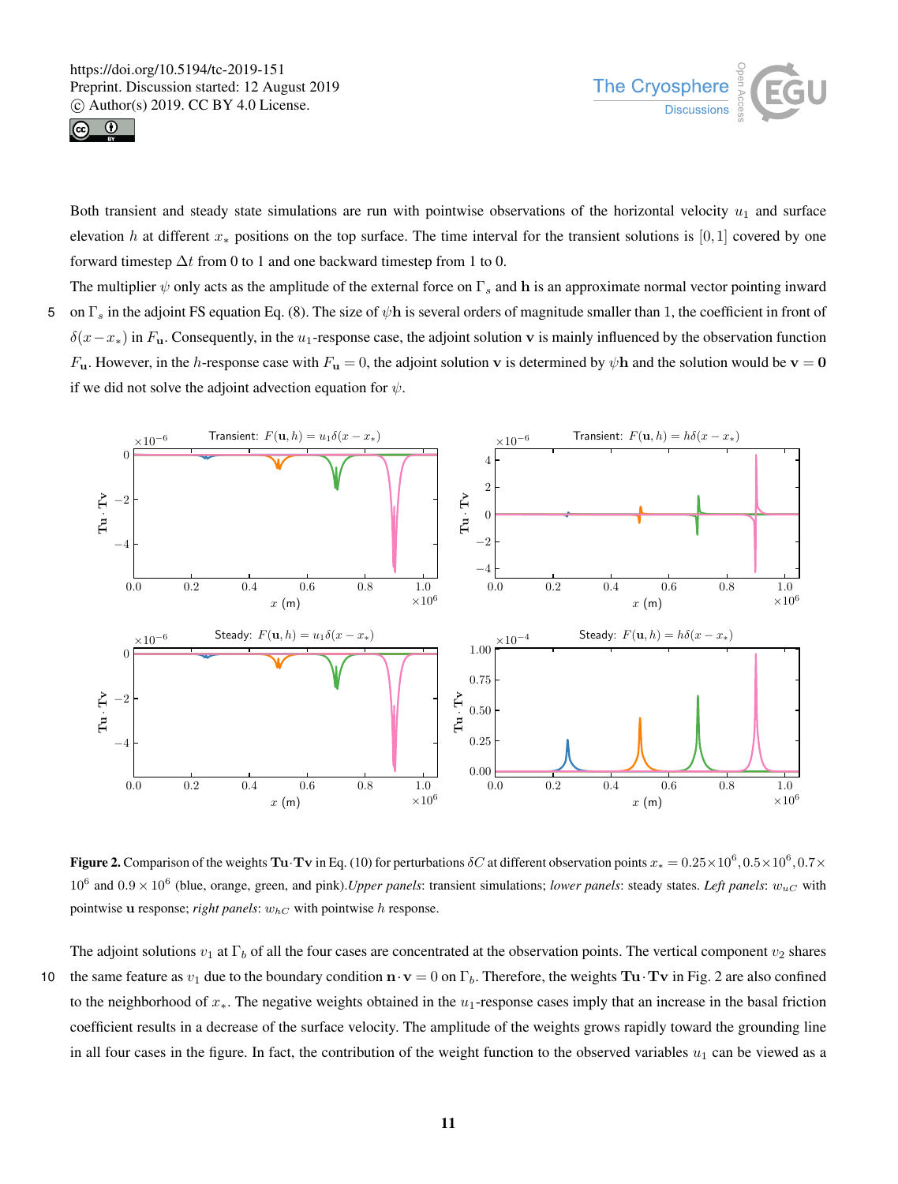Both transient and steady state simulations are run with pointwise observations of the horizontal velocity $u_1$ and surface elevation $h$ at different $x_*$ positions on the top surface. The time interval for the transient solutions is $[0,1]$ covered by one forward timestep $\Delta t$ from 0 to 1 and one backward timestep from 1 to 0.

The multiplier $\psi$ only acts as the amplitude of the external force on $\Gamma_s$ and $\mathbf{h}$ is an approximate normal vector pointing inward on $\Gamma_s$ in the adjoint FS equation Eq. (8). The size of $\psi\mathbf{h}$ is several orders of magnitude smaller than 1, the coefficient in front of $\delta(x-x_*)$ in $F_{\mathbf{u}}$. Consequently, in the $u_1$-response case, the adjoint solution $\mathbf{v}$ is mainly influenced by the observation function $F_{\mathbf{u}}$. However, in the $h$-response case with $F_{\mathbf{u}} = 0$, the adjoint solution $\mathbf{v}$ is determined by $\psi\mathbf{h}$ and the solution would be $\mathbf{v} = \mathbf{0}$ if we did not solve the adjoint advection equation for $\psi$.

**Figure 2.** Comparison of the weights $\mathbf{Tu}\cdot\mathbf{Tv}$ in Eq. (10) for perturbations $\delta C$ at different observation points $x_* = 0.25\times10^6, 0.5\times10^6, 0.7\times10^6$ and $0.9\times10^6$ (blue, orange, green, and pink).*Upper panels*: transient simulations; *lower panels*: steady states. *Left panels*: $w_{uC}$ with pointwise $\mathbf{u}$ response; *right panels*: $w_{hC}$ with pointwise $h$ response.

The adjoint solutions $v_1$ at $\Gamma_b$ of all the four cases are concentrated at the observation points. The vertical component $v_2$ shares the same feature as $v_1$ due to the boundary condition $\mathbf{n}\cdot\mathbf{v} = 0$ on $\Gamma_b$. Therefore, the weights $\mathbf{Tu}\cdot\mathbf{Tv}$ in Fig. 2 are also confined to the neighborhood of $x_*$. The negative weights obtained in the $u_1$-response cases imply that an increase in the basal friction coefficient results in a decrease of the surface velocity. The amplitude of the weights grows rapidly toward the grounding line in all four cases in the figure. In fact, the contribution of the weight function to the observed variables $u_1$ can be viewed as a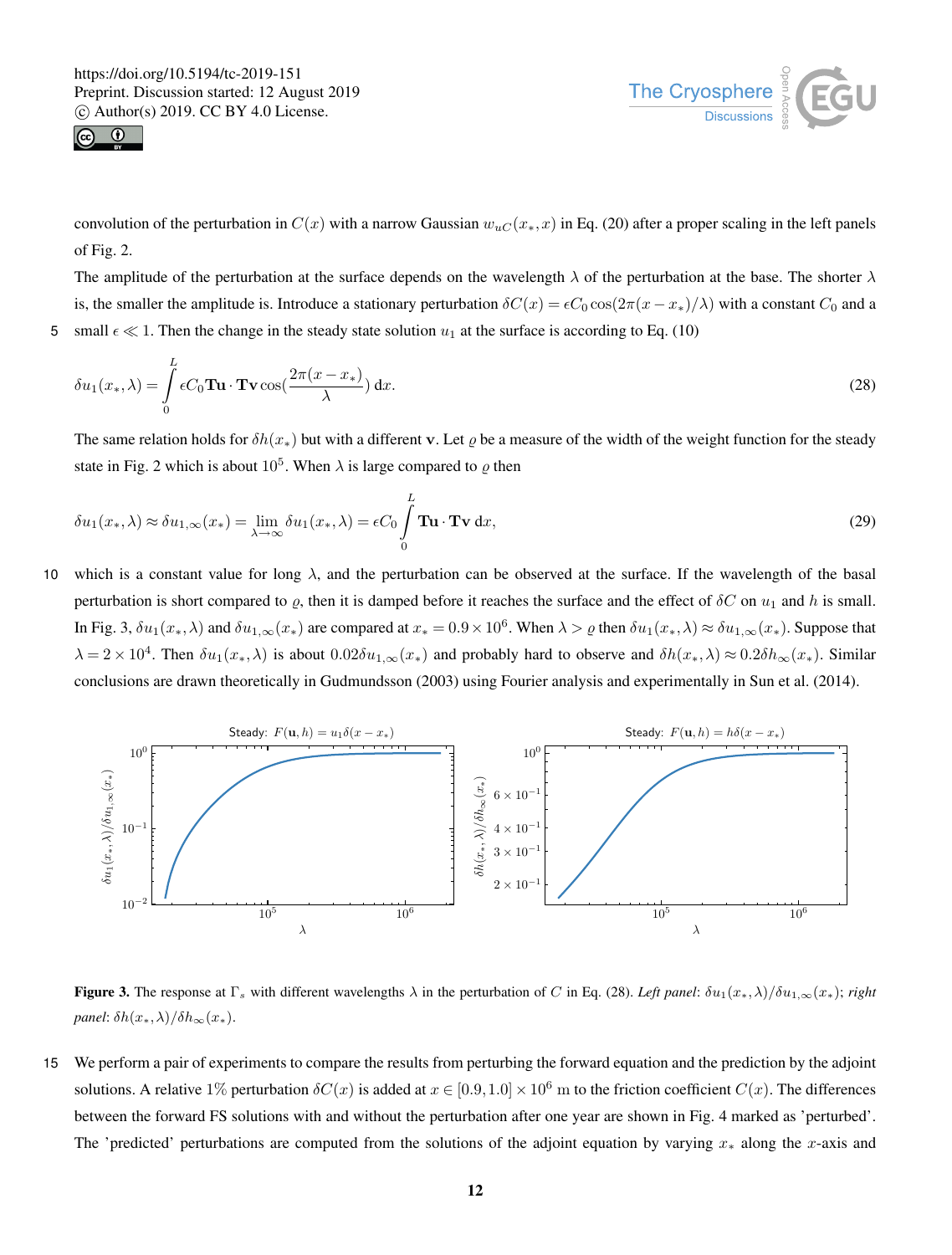convolution of the perturbation in $C(x)$ with a narrow Gaussian $w_{uC}(x_*, x)$ in Eq. (20) after a proper scaling in the left panels of Fig. 2.

The amplitude of the perturbation at the surface depends on the wavelength $\lambda$ of the perturbation at the base. The shorter $\lambda$ is, the smaller the amplitude is. Introduce a stationary perturbation $\delta C(x) = \epsilon C_0 \cos(2\pi(x - x_*)/\lambda)$ with a constant $C_0$ and a small $\epsilon \ll 1$. Then the change in the steady state solution $u_1$ at the surface is according to Eq. (10)

$$\delta u_1(x_*, \lambda) = \int_0^L \epsilon C_0 \mathbf{Tu} \cdot \mathbf{Tv} \cos\left(\frac{2\pi(x - x_*)}{\lambda}\right) \mathrm{d}x. \tag{28}$$

The same relation holds for $\delta h(x_*)$ but with a different $\mathbf{v}$. Let $\varrho$ be a measure of the width of the weight function for the steady state in Fig. 2 which is about $10^5$. When $\lambda$ is large compared to $\varrho$ then

$$\delta u_1(x_*, \lambda) \approx \delta u_{1,\infty}(x_*) = \lim_{\lambda \to \infty} \delta u_1(x_*, \lambda) = \epsilon C_0 \int_0^L \mathbf{Tu} \cdot \mathbf{Tv} \, \mathrm{d}x, \tag{29}$$

which is a constant value for long $\lambda$, and the perturbation can be observed at the surface. If the wavelength of the basal perturbation is short compared to $\varrho$, then it is damped before it reaches the surface and the effect of $\delta C$ on $u_1$ and $h$ is small. In Fig. 3, $\delta u_1(x_*, \lambda)$ and $\delta u_{1,\infty}(x_*)$ are compared at $x_* = 0.9 \times 10^6$. When $\lambda > \varrho$ then $\delta u_1(x_*, \lambda) \approx \delta u_{1,\infty}(x_*)$. Suppose that $\lambda = 2 \times 10^4$. Then $\delta u_1(x_*, \lambda)$ is about $0.02 \delta u_{1,\infty}(x_*)$ and probably hard to observe and $\delta h(x_*, \lambda) \approx 0.2 \delta h_\infty(x_*)$. Similar conclusions are drawn theoretically in Gudmundsson (2003) using Fourier analysis and experimentally in Sun et al. (2014).

**Figure 3.** The response at $\Gamma_s$ with different wavelengths $\lambda$ in the perturbation of $C$ in Eq. (28). *Left panel*: $\delta u_1(x_*, \lambda)/\delta u_{1,\infty}(x_*)$; *right panel*: $\delta h(x_*, \lambda)/\delta h_\infty(x_*)$.

We perform a pair of experiments to compare the results from perturbing the forward equation and the prediction by the adjoint solutions. A relative 1% perturbation $\delta C(x)$ is added at $x \in [0.9, 1.0] \times 10^6$ m to the friction coefficient $C(x)$. The differences between the forward FS solutions with and without the perturbation after one year are shown in Fig. 4 marked as 'perturbed'. The 'predicted' perturbations are computed from the solutions of the adjoint equation by varying $x_*$ along the $x$-axis and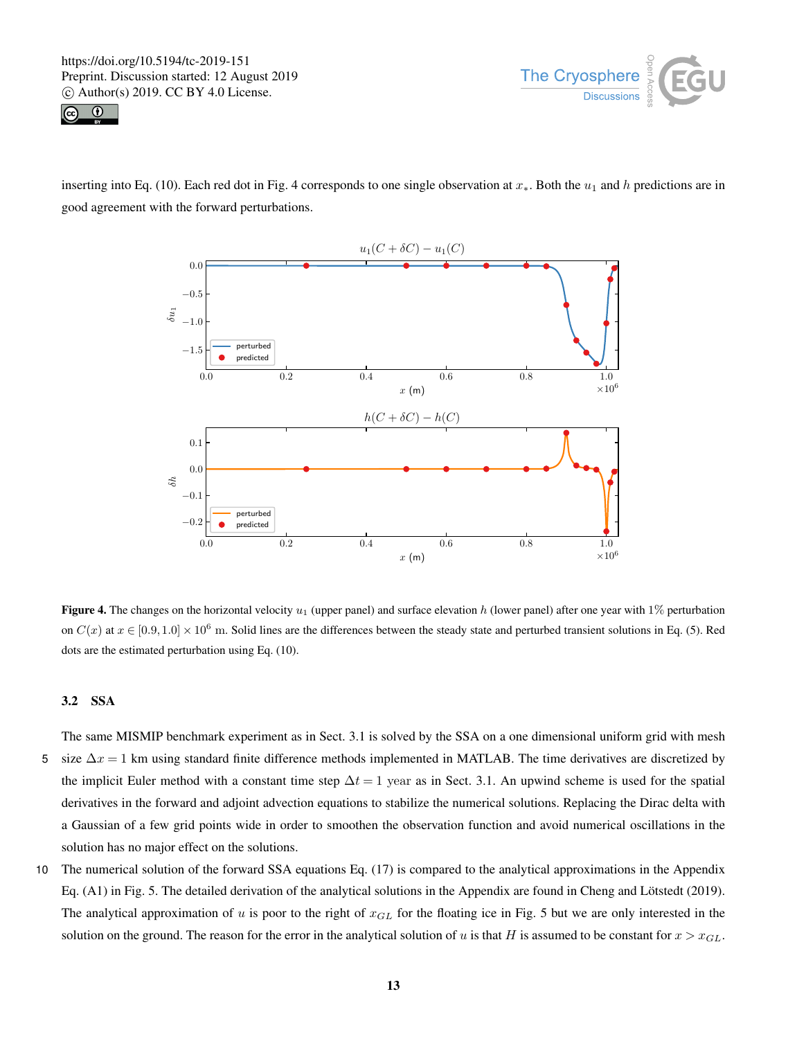inserting into Eq. (10). Each red dot in Fig. 4 corresponds to one single observation at $x_*$. Both the $u_1$ and $h$ predictions are in good agreement with the forward perturbations.

**Figure 4.** The changes on the horizontal velocity $u_1$ (upper panel) and surface elevation $h$ (lower panel) after one year with $1\%$ perturbation on $C(x)$ at $x \in [0.9, 1.0] \times 10^6$ m. Solid lines are the differences between the steady state and perturbed transient solutions in Eq. (5). Red dots are the estimated perturbation using Eq. (10).

### 3.2 SSA

The same MISMIP benchmark experiment as in Sect. 3.1 is solved by the SSA on a one dimensional uniform grid with mesh size $\Delta x = 1$ km using standard finite difference methods implemented in MATLAB. The time derivatives are discretized by the implicit Euler method with a constant time step $\Delta t = 1$ year as in Sect. 3.1. An upwind scheme is used for the spatial derivatives in the forward and adjoint advection equations to stabilize the numerical solutions. Replacing the Dirac delta with a Gaussian of a few grid points wide in order to smoothen the observation function and avoid numerical oscillations in the solution has no major effect on the solutions.

The numerical solution of the forward SSA equations Eq. (17) is compared to the analytical approximations in the Appendix Eq. (A1) in Fig. 5. The detailed derivation of the analytical solutions in the Appendix are found in Cheng and Lötstedt (2019). The analytical approximation of $u$ is poor to the right of $x_{GL}$ for the floating ice in Fig. 5 but we are only interested in the solution on the ground. The reason for the error in the analytical solution of $u$ is that $H$ is assumed to be constant for $x > x_{GL}$.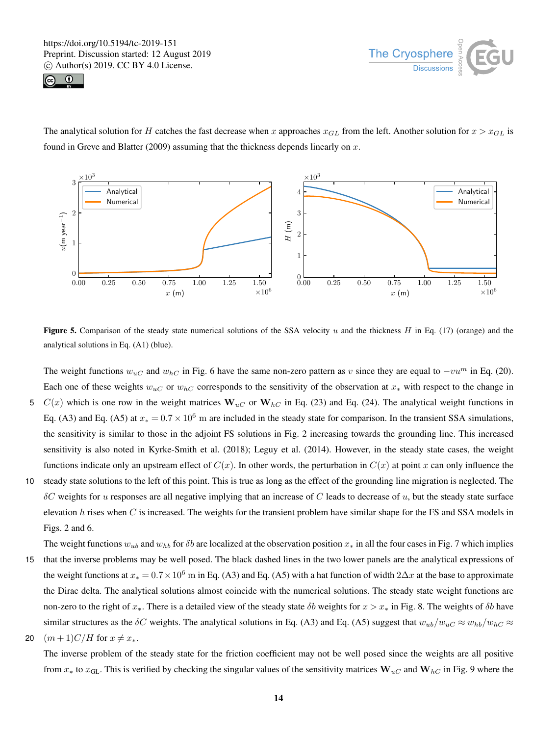The analytical solution for $H$ catches the fast decrease when $x$ approaches $x_{GL}$ from the left. Another solution for $x > x_{GL}$ is found in Greve and Blatter (2009) assuming that the thickness depends linearly on $x$.

**Figure 5.** Comparison of the steady state numerical solutions of the SSA velocity $u$ and the thickness $H$ in Eq. (17) (orange) and the analytical solutions in Eq. (A1) (blue).

The weight functions $w_{uC}$ and $w_{hC}$ in Fig. 6 have the same non-zero pattern as $v$ since they are equal to $-vu^m$ in Eq. (20). Each one of these weights $w_{uC}$ or $w_{hC}$ corresponds to the sensitivity of the observation at $x_*$ with respect to the change in $C(x)$ which is one row in the weight matrices $\mathbf{W}_{uC}$ or $\mathbf{W}_{hC}$ in Eq. (23) and Eq. (24). The analytical weight functions in Eq. (A3) and Eq. (A5) at $x_* = 0.7 \times 10^6$ m are included in the steady state for comparison. In the transient SSA simulations, the sensitivity is similar to those in the adjoint FS solutions in Fig. 2 increasing towards the grounding line. This increased sensitivity is also noted in Kyrke-Smith et al. (2018); Leguy et al. (2014). However, in the steady state cases, the weight functions indicate only an upstream effect of $C(x)$. In other words, the perturbation in $C(x)$ at point $x$ can only influence the steady state solutions to the left of this point. This is true as long as the effect of the grounding line migration is neglected. The $\delta C$ weights for $u$ responses are all negative implying that an increase of $C$ leads to decrease of $u$, but the steady state surface elevation $h$ rises when $C$ is increased. The weights for the transient problem have similar shape for the FS and SSA models in Figs. 2 and 6.

The weight functions $w_{ub}$ and $w_{hb}$ for $\delta b$ are localized at the observation position $x_*$ in all the four cases in Fig. 7 which implies that the inverse problems may be well posed. The black dashed lines in the two lower panels are the analytical expressions of the weight functions at $x_* = 0.7 \times 10^6$ m in Eq. (A3) and Eq. (A5) with a hat function of width $2\Delta x$ at the base to approximate the Dirac delta. The analytical solutions almost coincide with the numerical solutions. The steady state weight functions are non-zero to the right of $x_*$. There is a detailed view of the steady state $\delta b$ weights for $x > x_*$ in Fig. 8. The weights of $\delta b$ have similar structures as the $\delta C$ weights. The analytical solutions in Eq. (A3) and Eq. (A5) suggest that $w_{ub}/w_{uC} \approx w_{hb}/w_{hC} \approx (m+1)C/H$ for $x \neq x_*$.

The inverse problem of the steady state for the friction coefficient may not be well posed since the weights are all positive from $x_*$ to $x_{\mathrm{GL}}$. This is verified by checking the singular values of the sensitivity matrices $\mathbf{W}_{uC}$ and $\mathbf{W}_{hC}$ in Fig. 9 where the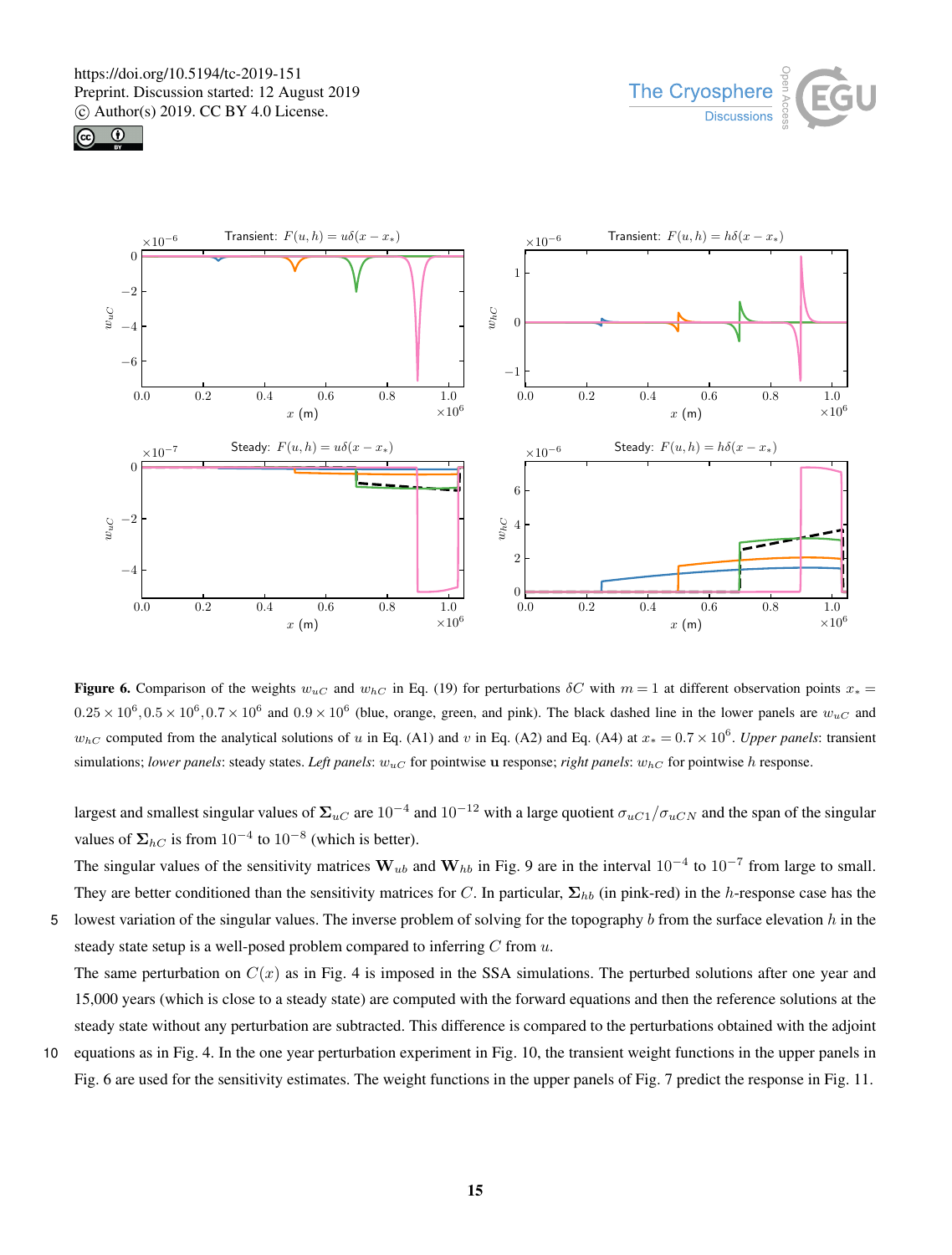**Figure 6.** Comparison of the weights $w_{uC}$ and $w_{hC}$ in Eq. (19) for perturbations $\delta C$ with $m = 1$ at different observation points $x_* = 0.25 \times 10^6, 0.5 \times 10^6, 0.7 \times 10^6$ and $0.9 \times 10^6$ (blue, orange, green, and pink). The black dashed line in the lower panels are $w_{uC}$ and $w_{hC}$ computed from the analytical solutions of $u$ in Eq. (A1) and $v$ in Eq. (A2) and Eq. (A4) at $x_* = 0.7 \times 10^6$. *Upper panels*: transient simulations; *lower panels*: steady states. *Left panels*: $w_{uC}$ for pointwise $\mathbf{u}$ response; *right panels*: $w_{hC}$ for pointwise $h$ response.

largest and smallest singular values of $\mathbf{\Sigma}_{uC}$ are $10^{-4}$ and $10^{-12}$ with a large quotient $\sigma_{uC1}/\sigma_{uCN}$ and the span of the singular values of $\mathbf{\Sigma}_{hC}$ is from $10^{-4}$ to $10^{-8}$ (which is better).

The singular values of the sensitivity matrices $\mathbf{W}_{ub}$ and $\mathbf{W}_{hb}$ in Fig. 9 are in the interval $10^{-4}$ to $10^{-7}$ from large to small. They are better conditioned than the sensitivity matrices for $C$. In particular, $\mathbf{\Sigma}_{hb}$ (in pink-red) in the $h$-response case has the lowest variation of the singular values. The inverse problem of solving for the topography $b$ from the surface elevation $h$ in the steady state setup is a well-posed problem compared to inferring $C$ from $u$.

The same perturbation on $C(x)$ as in Fig. 4 is imposed in the SSA simulations. The perturbed solutions after one year and 15,000 years (which is close to a steady state) are computed with the forward equations and then the reference solutions at the steady state without any perturbation are subtracted. This difference is compared to the perturbations obtained with the adjoint equations as in Fig. 4. In the one year perturbation experiment in Fig. 10, the transient weight functions in the upper panels in Fig. 6 are used for the sensitivity estimates. The weight functions in the upper panels of Fig. 7 predict the response in Fig. 11.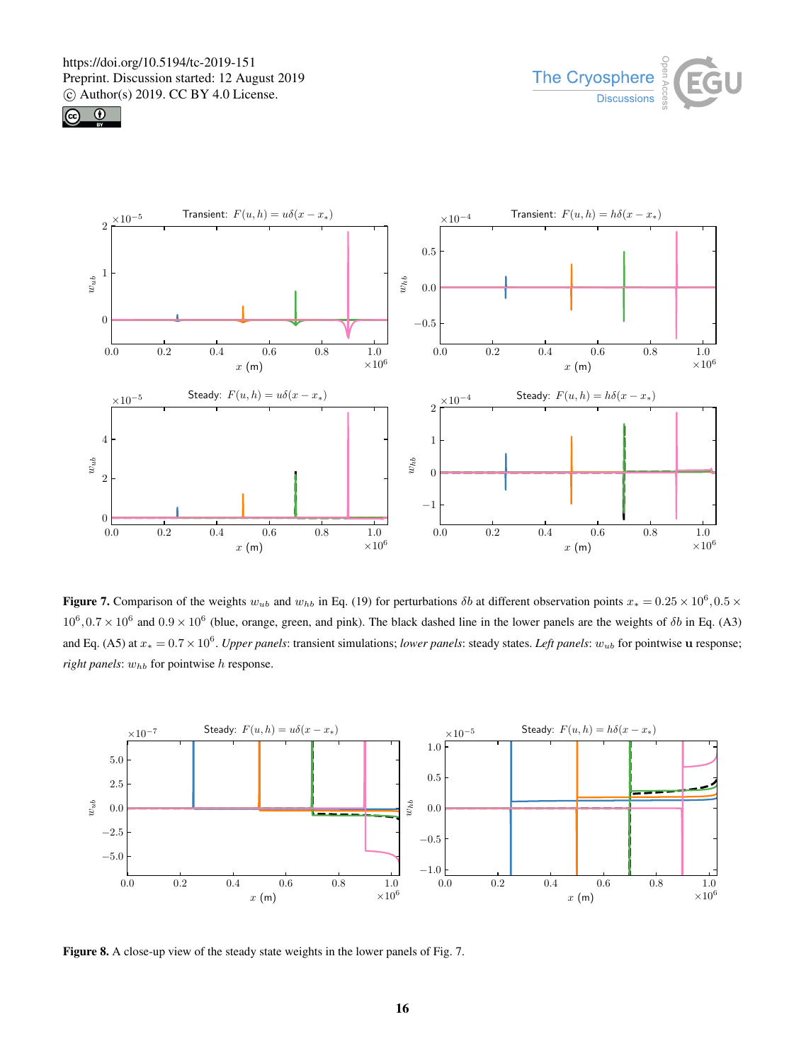**Figure 7.** Comparison of the weights $w_{ub}$ and $w_{hb}$ in Eq. (19) for perturbations $\delta b$ at different observation points $x_* = 0.25 \times 10^6, 0.5 \times 10^6, 0.7 \times 10^6$ and $0.9 \times 10^6$ (blue, orange, green, and pink). The black dashed line in the lower panels are the weights of $\delta b$ in Eq. (A3) and Eq. (A5) at $x_* = 0.7 \times 10^6$. *Upper panels*: transient simulations; *lower panels*: steady states. *Left panels*: $w_{ub}$ for pointwise $\mathbf{u}$ response; *right panels*: $w_{hb}$ for pointwise $h$ response.

**Figure 8.** A close-up view of the steady state weights in the lower panels of Fig. 7.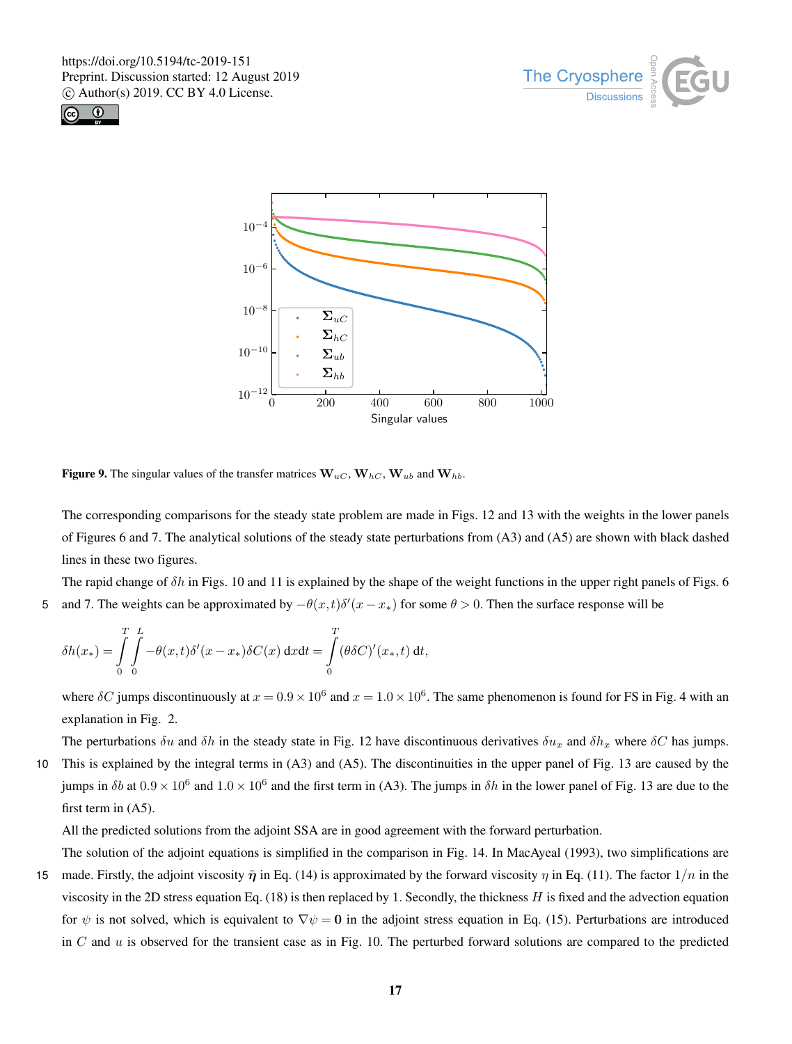Figure 9. The singular values of the transfer matrices $\mathbf{W}_{uC}$, $\mathbf{W}_{hC}$, $\mathbf{W}_{ub}$ and $\mathbf{W}_{hb}$.

The corresponding comparisons for the steady state problem are made in Figs. 12 and 13 with the weights in the lower panels of Figures 6 and 7. The analytical solutions of the steady state perturbations from (A3) and (A5) are shown with black dashed lines in these two figures.

The rapid change of $\delta h$ in Figs. 10 and 11 is explained by the shape of the weight functions in the upper right panels of Figs. 6 and 7. The weights can be approximated by $-\theta(x,t)\delta'(x - x_*)$ for some $\theta > 0$. Then the surface response will be

$$\delta h(x_*) = \int_0^T \int_0^L -\theta(x,t)\delta'(x - x_*)\delta C(x)\, \mathrm{d}x\mathrm{d}t = \int_0^T (\theta \delta C)'(x_*, t)\, \mathrm{d}t,$$

where $\delta C$ jumps discontinuously at $x = 0.9 \times 10^6$ and $x = 1.0 \times 10^6$. The same phenomenon is found for FS in Fig. 4 with an explanation in Fig. 2.

The perturbations $\delta u$ and $\delta h$ in the steady state in Fig. 12 have discontinuous derivatives $\delta u_x$ and $\delta h_x$ where $\delta C$ has jumps. This is explained by the integral terms in (A3) and (A5). The discontinuities in the upper panel of Fig. 13 are caused by the jumps in $\delta b$ at $0.9 \times 10^6$ and $1.0 \times 10^6$ and the first term in (A3). The jumps in $\delta h$ in the lower panel of Fig. 13 are due to the first term in (A5).

All the predicted solutions from the adjoint SSA are in good agreement with the forward perturbation.

The solution of the adjoint equations is simplified in the comparison in Fig. 14. In MacAyeal (1993), two simplifications are made. Firstly, the adjoint viscosity $\tilde{\boldsymbol{\eta}}$ in Eq. (14) is approximated by the forward viscosity $\eta$ in Eq. (11). The factor $1/n$ in the viscosity in the 2D stress equation Eq. (18) is then replaced by 1. Secondly, the thickness $H$ is fixed and the advection equation for $\psi$ is not solved, which is equivalent to $\nabla\psi = \mathbf{0}$ in the adjoint stress equation in Eq. (15). Perturbations are introduced in $C$ and $u$ is observed for the transient case as in Fig. 10. The perturbed forward solutions are compared to the predicted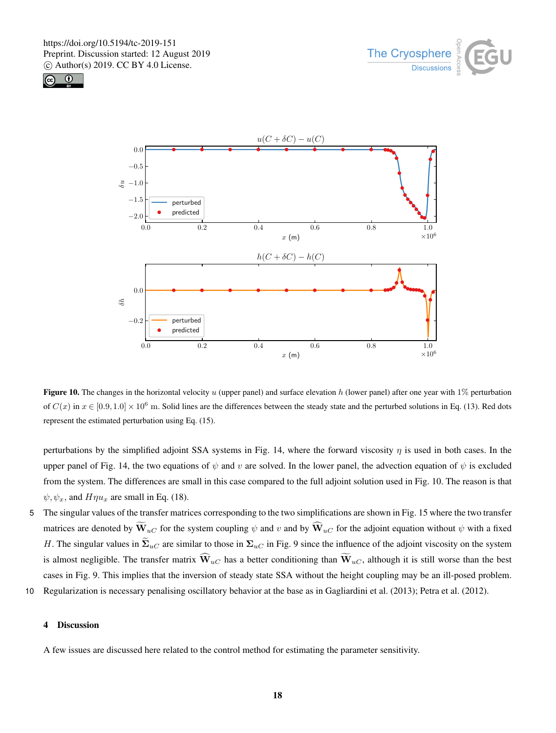**Figure 10.** The changes in the horizontal velocity $u$ (upper panel) and surface elevation $h$ (lower panel) after one year with 1% perturbation of $C(x)$ in $x \in [0.9, 1.0] \times 10^6$ m. Solid lines are the differences between the steady state and the perturbed solutions in Eq. (13). Red dots represent the estimated perturbation using Eq. (15).

perturbations by the simplified adjoint SSA systems in Fig. 14, where the forward viscosity $\eta$ is used in both cases. In the upper panel of Fig. 14, the two equations of $\psi$ and $v$ are solved. In the lower panel, the advection equation of $\psi$ is excluded from the system. The differences are small in this case compared to the full adjoint solution used in Fig. 10. The reason is that $\psi, \psi_x$, and $H\eta u_x$ are small in Eq. (18).

The singular values of the transfer matrices corresponding to the two simplifications are shown in Fig. 15 where the two transfer matrices are denoted by $\widetilde{\mathbf{W}}_{uC}$ for the system coupling $\psi$ and $v$ and by $\widehat{\mathbf{W}}_{uC}$ for the adjoint equation without $\psi$ with a fixed $H$. The singular values in $\widetilde{\mathbf{\Sigma}}_{uC}$ are similar to those in $\mathbf{\Sigma}_{uC}$ in Fig. 9 since the influence of the adjoint viscosity on the system is almost negligible. The transfer matrix $\widehat{\mathbf{W}}_{uC}$ has a better conditioning than $\widetilde{\mathbf{W}}_{uC}$, although it is still worse than the best cases in Fig. 9. This implies that the inversion of steady state SSA without the height coupling may be an ill-posed problem. Regularization is necessary penalising oscillatory behavior at the base as in Gagliardini et al. (2013); Petra et al. (2012).

## 4 Discussion

A few issues are discussed here related to the control method for estimating the parameter sensitivity.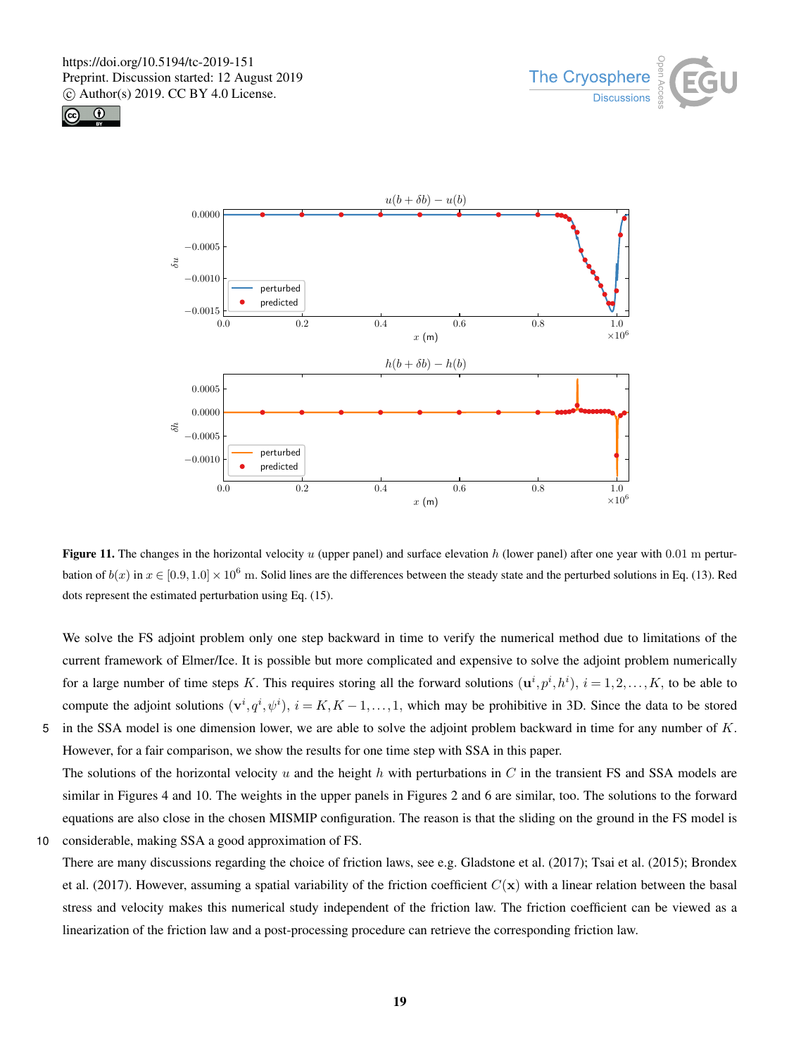**Figure 11.** The changes in the horizontal velocity $u$ (upper panel) and surface elevation $h$ (lower panel) after one year with $0.01$ m perturbation of $b(x)$ in $x \in [0.9, 1.0] \times 10^6$ m. Solid lines are the differences between the steady state and the perturbed solutions in Eq. (13). Red dots represent the estimated perturbation using Eq. (15).

We solve the FS adjoint problem only one step backward in time to verify the numerical method due to limitations of the current framework of Elmer/Ice. It is possible but more complicated and expensive to solve the adjoint problem numerically for a large number of time steps $K$. This requires storing all the forward solutions $(\mathbf{u}^i, p^i, h^i)$, $i = 1, 2, \ldots, K$, to be able to compute the adjoint solutions $(\mathbf{v}^i, q^i, \psi^i)$, $i = K, K-1, \ldots, 1$, which may be prohibitive in 3D. Since the data to be stored in the SSA model is one dimension lower, we are able to solve the adjoint problem backward in time for any number of $K$. However, for a fair comparison, we show the results for one time step with SSA in this paper.

The solutions of the horizontal velocity $u$ and the height $h$ with perturbations in $C$ in the transient FS and SSA models are similar in Figures 4 and 10. The weights in the upper panels in Figures 2 and 6 are similar, too. The solutions to the forward equations are also close in the chosen MISMIP configuration. The reason is that the sliding on the ground in the FS model is considerable, making SSA a good approximation of FS.

There are many discussions regarding the choice of friction laws, see e.g. Gladstone et al. (2017); Tsai et al. (2015); Brondex et al. (2017). However, assuming a spatial variability of the friction coefficient $C(\mathbf{x})$ with a linear relation between the basal stress and velocity makes this numerical study independent of the friction law. The friction coefficient can be viewed as a linearization of the friction law and a post-processing procedure can retrieve the corresponding friction law.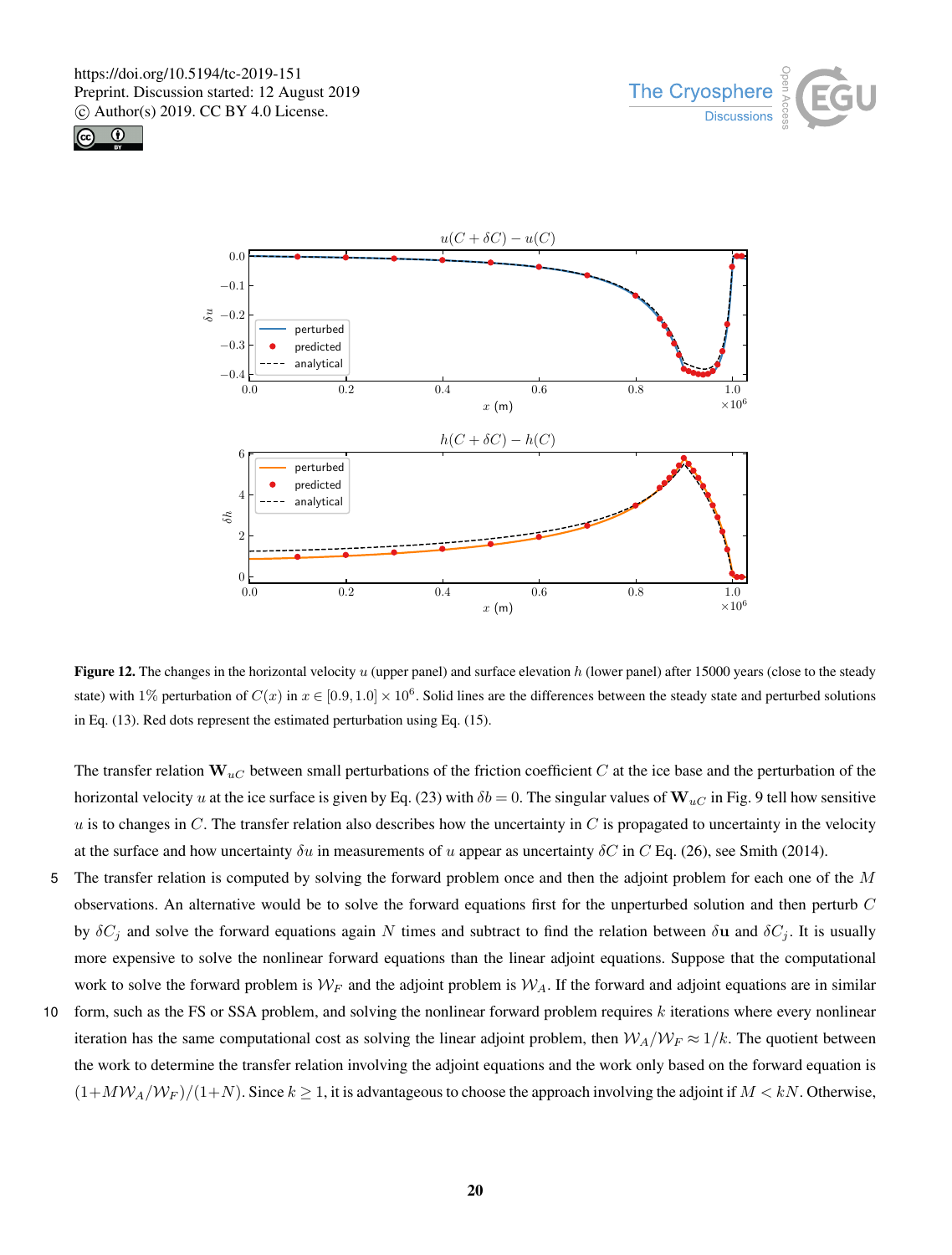**Figure 12.** The changes in the horizontal velocity $u$ (upper panel) and surface elevation $h$ (lower panel) after 15000 years (close to the steady state) with 1% perturbation of $C(x)$ in $x \in [0.9, 1.0] \times 10^6$. Solid lines are the differences between the steady state and perturbed solutions in Eq. (13). Red dots represent the estimated perturbation using Eq. (15).

The transfer relation $\mathbf{W}_{uC}$ between small perturbations of the friction coefficient $C$ at the ice base and the perturbation of the horizontal velocity $u$ at the ice surface is given by Eq. (23) with $\delta b = 0$. The singular values of $\mathbf{W}_{uC}$ in Fig. 9 tell how sensitive $u$ is to changes in $C$. The transfer relation also describes how the uncertainty in $C$ is propagated to uncertainty in the velocity at the surface and how uncertainty $\delta u$ in measurements of $u$ appear as uncertainty $\delta C$ in $C$ Eq. (26), see Smith (2014).

The transfer relation is computed by solving the forward problem once and then the adjoint problem for each one of the $M$ observations. An alternative would be to solve the forward equations first for the unperturbed solution and then perturb $C$ by $\delta C_j$ and solve the forward equations again $N$ times and subtract to find the relation between $\delta \mathbf{u}$ and $\delta C_j$. It is usually more expensive to solve the nonlinear forward equations than the linear adjoint equations. Suppose that the computational work to solve the forward problem is $\mathcal{W}_F$ and the adjoint problem is $\mathcal{W}_A$. If the forward and adjoint equations are in similar form, such as the FS or SSA problem, and solving the nonlinear forward problem requires $k$ iterations where every nonlinear iteration has the same computational cost as solving the linear adjoint problem, then $\mathcal{W}_A / \mathcal{W}_F \approx 1/k$. The quotient between the work to determine the transfer relation involving the adjoint equations and the work only based on the forward equation is $(1 + M\mathcal{W}_A/\mathcal{W}_F)/(1+N)$. Since $k \geq 1$, it is advantageous to choose the approach involving the adjoint if $M < kN$. Otherwise,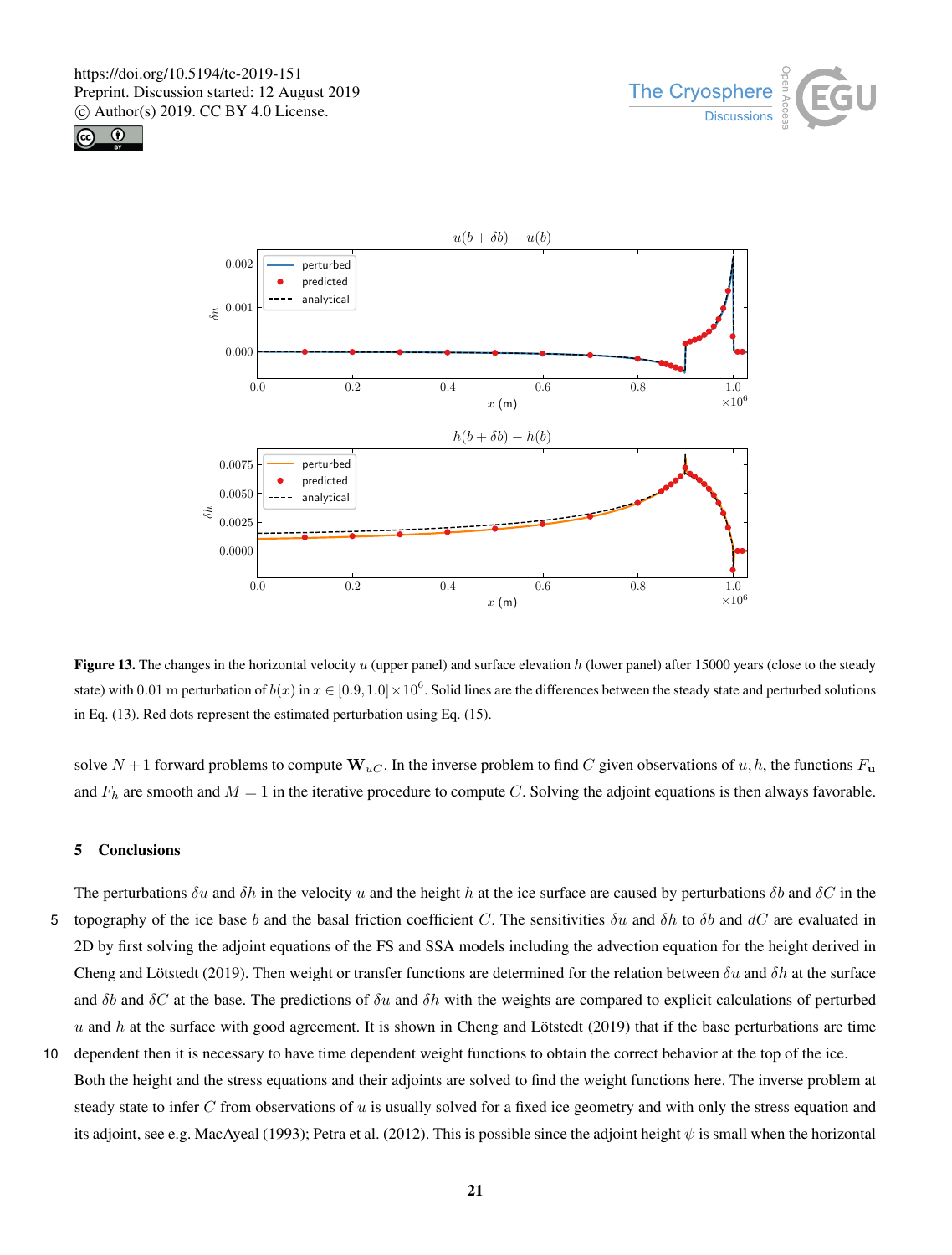**Figure 13.** The changes in the horizontal velocity $u$ (upper panel) and surface elevation $h$ (lower panel) after 15000 years (close to the steady state) with 0.01 m perturbation of $b(x)$ in $x \in [0.9, 1.0] \times 10^6$. Solid lines are the differences between the steady state and perturbed solutions in Eq. (13). Red dots represent the estimated perturbation using Eq. (15).

solve $N+1$ forward problems to compute $\mathbf{W}_{uC}$. In the inverse problem to find $C$ given observations of $u, h$, the functions $F_{\mathbf{u}}$ and $F_h$ are smooth and $M = 1$ in the iterative procedure to compute $C$. Solving the adjoint equations is then always favorable.

## 5 Conclusions

The perturbations $\delta u$ and $\delta h$ in the velocity $u$ and the height $h$ at the ice surface are caused by perturbations $\delta b$ and $\delta C$ in the topography of the ice base $b$ and the basal friction coefficient $C$. The sensitivities $\delta u$ and $\delta h$ to $\delta b$ and $dC$ are evaluated in 2D by first solving the adjoint equations of the FS and SSA models including the advection equation for the height derived in Cheng and Lötstedt (2019). Then weight or transfer functions are determined for the relation between $\delta u$ and $\delta h$ at the surface and $\delta b$ and $\delta C$ at the base. The predictions of $\delta u$ and $\delta h$ with the weights are compared to explicit calculations of perturbed $u$ and $h$ at the surface with good agreement. It is shown in Cheng and Lötstedt (2019) that if the base perturbations are time dependent then it is necessary to have time dependent weight functions to obtain the correct behavior at the top of the ice. Both the height and the stress equations and their adjoints are solved to find the weight functions here. The inverse problem at steady state to infer $C$ from observations of $u$ is usually solved for a fixed ice geometry and with only the stress equation and its adjoint, see e.g. MacAyeal (1993); Petra et al. (2012). This is possible since the adjoint height $\psi$ is small when the horizontal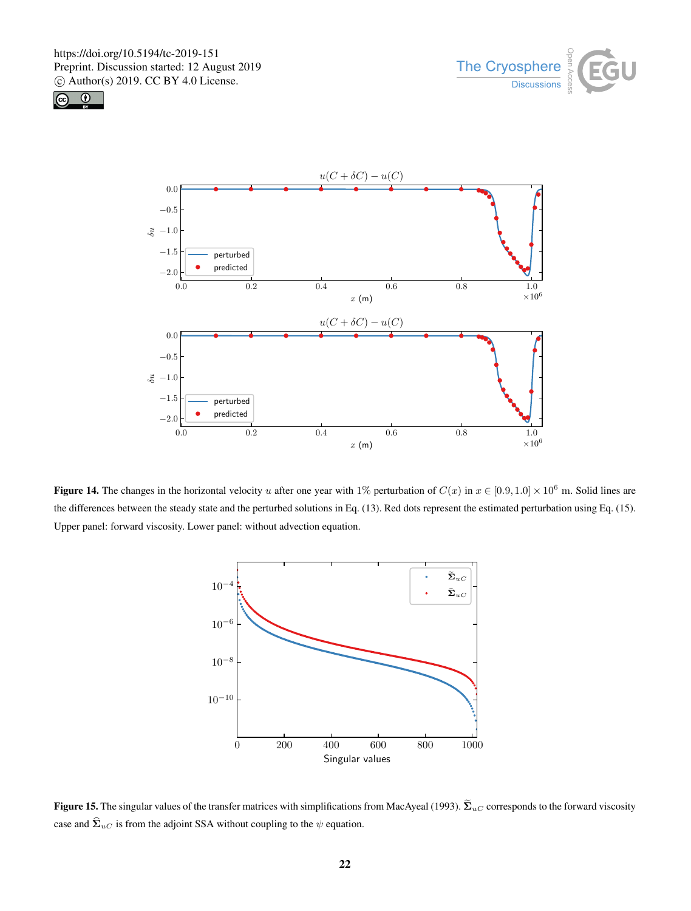**Figure 14.** The changes in the horizontal velocity $u$ after one year with 1% perturbation of $C(x)$ in $x \in [0.9, 1.0] \times 10^6$ m. Solid lines are the differences between the steady state and the perturbed solutions in Eq. (13). Red dots represent the estimated perturbation using Eq. (15). Upper panel: forward viscosity. Lower panel: without advection equation.

**Figure 15.** The singular values of the transfer matrices with simplifications from MacAyeal (1993). $\widetilde{\boldsymbol{\Sigma}}_{uC}$ corresponds to the forward viscosity case and $\widehat{\boldsymbol{\Sigma}}_{uC}$ is from the adjoint SSA without coupling to the $\psi$ equation.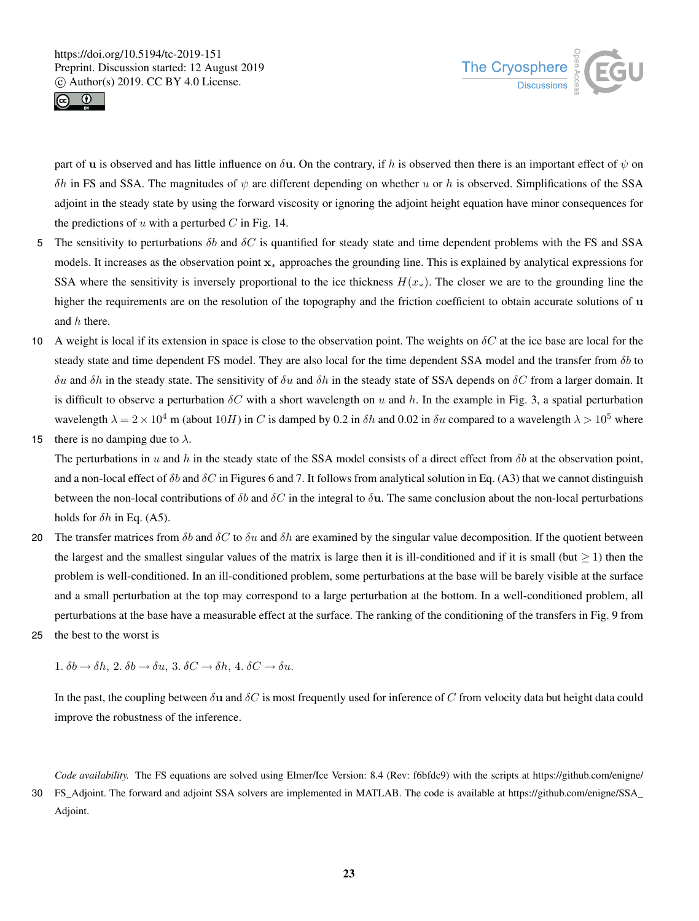part of $\mathbf{u}$ is observed and has little influence on $\delta\mathbf{u}$. On the contrary, if $h$ is observed then there is an important effect of $\psi$ on $\delta h$ in FS and SSA. The magnitudes of $\psi$ are different depending on whether $u$ or $h$ is observed. Simplifications of the SSA adjoint in the steady state by using the forward viscosity or ignoring the adjoint height equation have minor consequences for the predictions of $u$ with a perturbed $C$ in Fig. 14.

The sensitivity to perturbations $\delta b$ and $\delta C$ is quantified for steady state and time dependent problems with the FS and SSA models. It increases as the observation point $\mathbf{x}_*$ approaches the grounding line. This is explained by analytical expressions for SSA where the sensitivity is inversely proportional to the ice thickness $H(x_*)$. The closer we are to the grounding line the higher the requirements are on the resolution of the topography and the friction coefficient to obtain accurate solutions of $\mathbf{u}$ and $h$ there.

A weight is local if its extension in space is close to the observation point. The weights on $\delta C$ at the ice base are local for the steady state and time dependent FS model. They are also local for the time dependent SSA model and the transfer from $\delta b$ to $\delta u$ and $\delta h$ in the steady state. The sensitivity of $\delta u$ and $\delta h$ in the steady state of SSA depends on $\delta C$ from a larger domain. It is difficult to observe a perturbation $\delta C$ with a short wavelength on $u$ and $h$. In the example in Fig. 3, a spatial perturbation wavelength $\lambda = 2\times10^4$ m (about $10H$) in $C$ is damped by 0.2 in $\delta h$ and 0.02 in $\delta u$ compared to a wavelength $\lambda > 10^5$ where there is no damping due to $\lambda$.

The perturbations in $u$ and $h$ in the steady state of the SSA model consists of a direct effect from $\delta b$ at the observation point, and a non-local effect of $\delta b$ and $\delta C$ in Figures 6 and 7. It follows from analytical solution in Eq. (A3) that we cannot distinguish between the non-local contributions of $\delta b$ and $\delta C$ in the integral to $\delta\mathbf{u}$. The same conclusion about the non-local perturbations holds for $\delta h$ in Eq. (A5).

The transfer matrices from $\delta b$ and $\delta C$ to $\delta u$ and $\delta h$ are examined by the singular value decomposition. If the quotient between the largest and the smallest singular values of the matrix is large then it is ill-conditioned and if it is small (but $\geq 1$) then the problem is well-conditioned. In an ill-conditioned problem, some perturbations at the base will be barely visible at the surface and a small perturbation at the top may correspond to a large perturbation at the bottom. In a well-conditioned problem, all perturbations at the base have a measurable effect at the surface. The ranking of the conditioning of the transfers in Fig. 9 from the best to the worst is

1. $\delta b \rightarrow \delta h$, 2. $\delta b \rightarrow \delta u$, 3. $\delta C \rightarrow \delta h$, 4. $\delta C \rightarrow \delta u$.

In the past, the coupling between $\delta\mathbf{u}$ and $\delta C$ is most frequently used for inference of $C$ from velocity data but height data could improve the robustness of the inference.

*Code availability.* The FS equations are solved using Elmer/Ice Version: 8.4 (Rev: f6bfdc9) with the scripts at https://github.com/enigne/FS_Adjoint. The forward and adjoint SSA solvers are implemented in MATLAB. The code is available at https://github.com/enigne/SSA_Adjoint.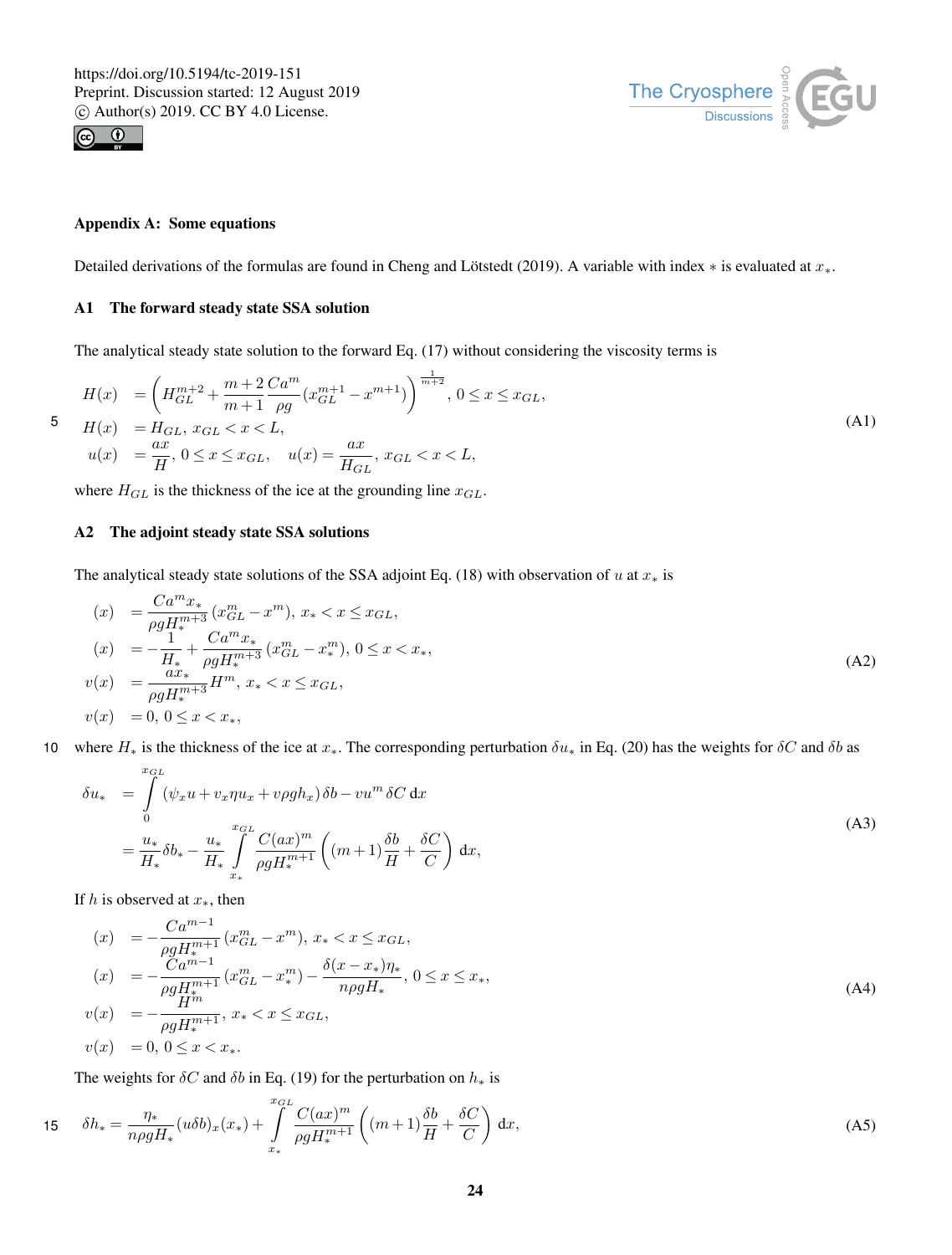## Appendix A: Some equations

Detailed derivations of the formulas are found in Cheng and Lötstedt (2019). A variable with index $*$ is evaluated at $x_*$.

### A1 The forward steady state SSA solution

The analytical steady state solution to the forward Eq. (17) without considering the viscosity terms is

$$
\begin{aligned}
H(x) &= \left( H_{GL}^{m+2} + \frac{m+2}{m+1} \frac{Ca^m}{\rho g} (x_{GL}^{m+1} - x^{m+1}) \right)^{\frac{1}{m+2}}, \; 0 \le x \le x_{GL}, \\
H(x) &= H_{GL}, \; x_{GL} < x < L, \\
u(x) &= \frac{ax}{H}, \; 0 \le x \le x_{GL}, \quad u(x) = \frac{ax}{H_{GL}}, \; x_{GL} < x < L,
\end{aligned}
\tag{A1}
$$

where $H_{GL}$ is the thickness of the ice at the grounding line $x_{GL}$.

### A2 The adjoint steady state SSA solutions

The analytical steady state solutions of the SSA adjoint Eq. (18) with observation of $u$ at $x_*$ is

$$
\begin{aligned}
(x) &= \frac{Ca^m x_*}{\rho g H_*^{m+3}} (x_{GL}^m - x^m), \; x_* < x \le x_{GL}, \\
(x) &= -\frac{1}{H_*} + \frac{Ca^m x_*}{\rho g H_*^{m+3}} (x_{GL}^m - x_*^m), \; 0 \le x < x_*, \\
v(x) &= \frac{a x_*}{\rho g H_*^{m+3}} H^m, \; x_* < x \le x_{GL}, \\
v(x) &= 0, \; 0 \le x < x_*,
\end{aligned}
\tag{A2}
$$

where $H_*$ is the thickness of the ice at $x_*$. The corresponding perturbation $\delta u_*$ in Eq. (20) has the weights for $\delta C$ and $\delta b$ as

$$
\begin{aligned}
\delta u_* &= \int_0^{x_{GL}} (\psi_x u + v_x \eta u_x + v \rho g h_x) \, \delta b - v u^m \, \delta C \, \mathrm{d}x \\
&= \frac{u_*}{H_*} \delta b_* - \frac{u_*}{H_*} \int_{x_*}^{x_{GL}} \frac{C(ax)^m}{\rho g H_*^{m+1}} \left( (m+1) \frac{\delta b}{H} + \frac{\delta C}{C} \right) \mathrm{d}x,
\end{aligned}
\tag{A3}
$$

If $h$ is observed at $x_*$, then

$$
\begin{aligned}
(x) &= -\frac{Ca^{m-1}}{\rho g H_*^{m+1}} (x_{GL}^m - x^m), \; x_* < x \le x_{GL}, \\
(x) &= -\frac{Ca^{m-1}}{\rho g H_*^{m+1}} (x_{GL}^m - x_*^m) - \frac{\delta(x - x_*) \eta_*}{n \rho g H_*}, \; 0 \le x \le x_*, \\
v(x) &= -\frac{H^m}{\rho g H_*^{m+1}}, \; x_* < x \le x_{GL}, \\
v(x) &= 0, \; 0 \le x < x_*.
\end{aligned}
\tag{A4}
$$

The weights for $\delta C$ and $\delta b$ in Eq. (19) for the perturbation on $h_*$ is

$$
\delta h_* = \frac{\eta_*}{n \rho g H_*} (u \delta b)_x (x_*) + \int_{x_*}^{x_{GL}} \frac{C(ax)^m}{\rho g H_*^{m+1}} \left( (m+1) \frac{\delta b}{H} + \frac{\delta C}{C} \right) \mathrm{d}x,
\tag{A5}
$$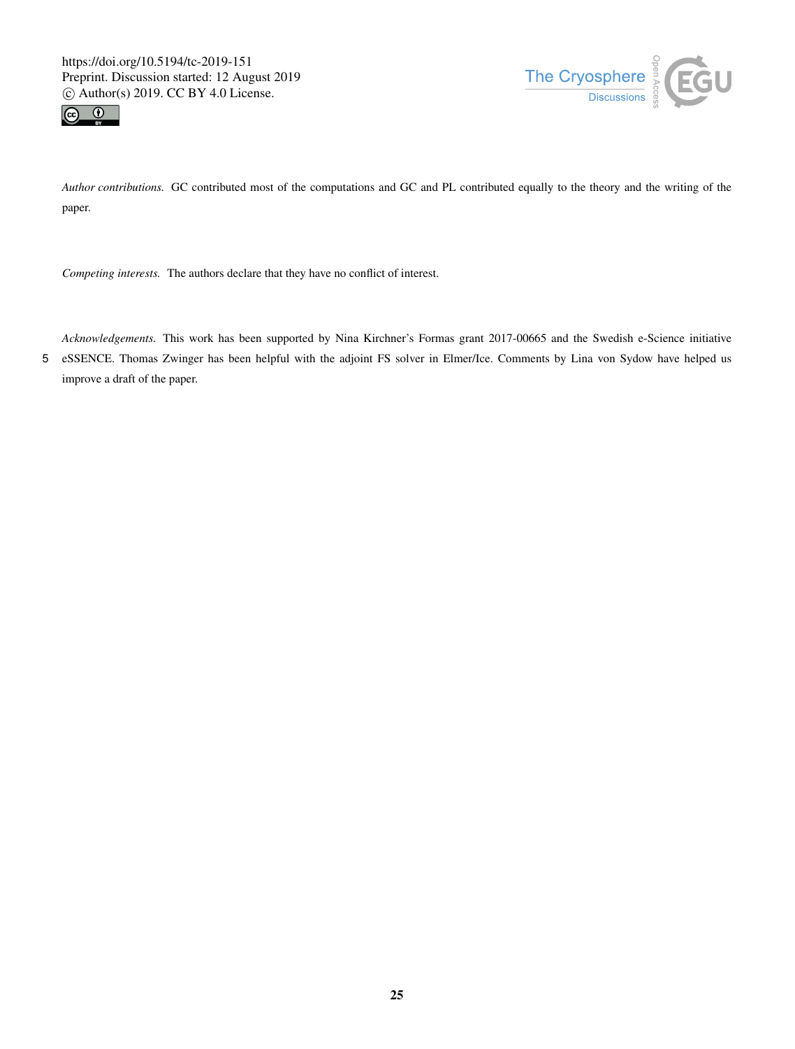*Author contributions.* GC contributed most of the computations and GC and PL contributed equally to the theory and the writing of the paper.

*Competing interests.* The authors declare that they have no conflict of interest.

*Acknowledgements.* This work has been supported by Nina Kirchner's Formas grant 2017-00665 and the Swedish e-Science initiative eSSENCE. Thomas Zwinger has been helpful with the adjoint FS solver in Elmer/Ice. Comments by Lina von Sydow have helped us improve a draft of the paper.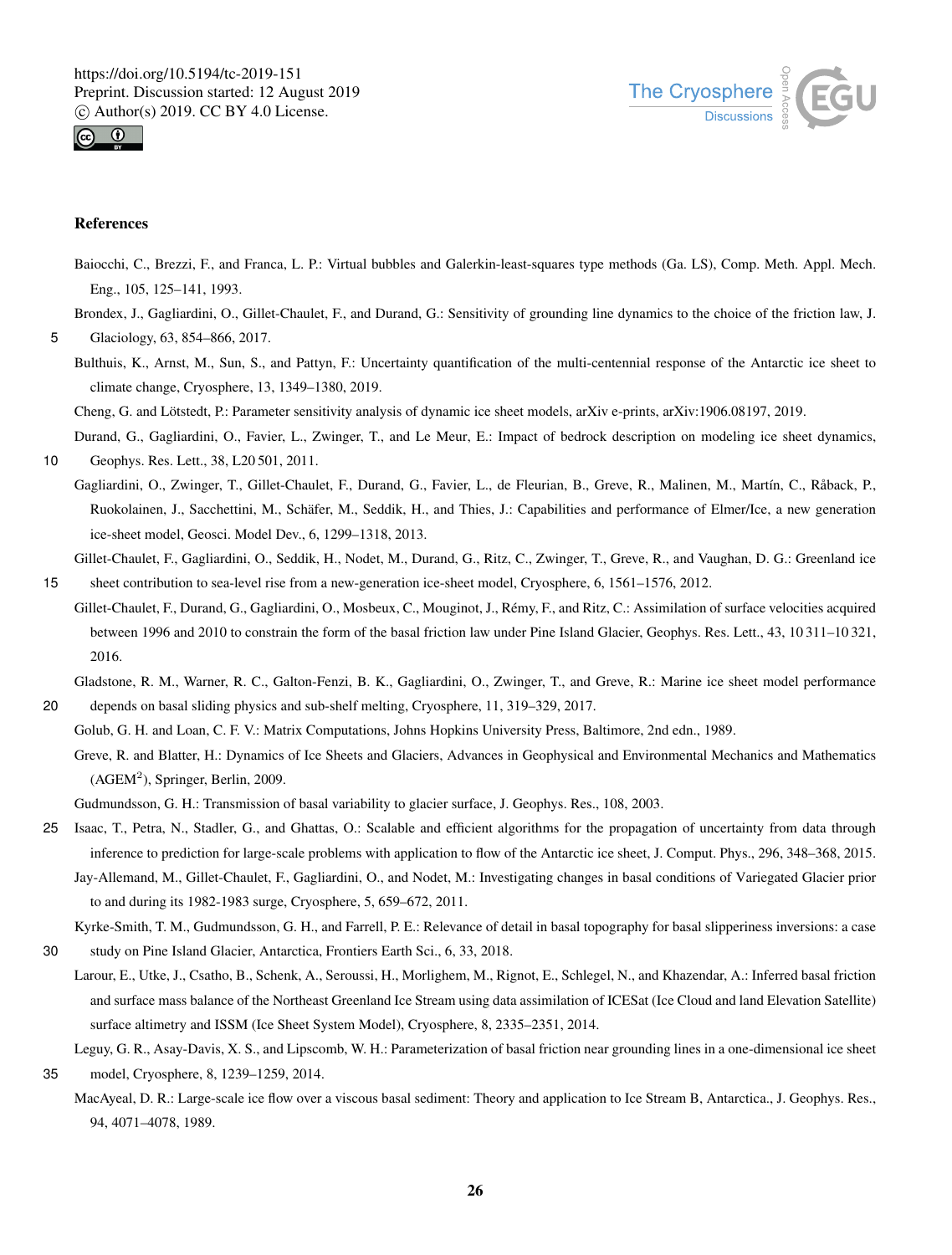## References

Baiocchi, C., Brezzi, F., and Franca, L. P.: Virtual bubbles and Galerkin-least-squares type methods (Ga. LS), Comp. Meth. Appl. Mech. Eng., 105, 125–141, 1993.

Brondex, J., Gagliardini, O., Gillet-Chaulet, F., and Durand, G.: Sensitivity of grounding line dynamics to the choice of the friction law, J. Glaciology, 63, 854–866, 2017.

Bulthuis, K., Arnst, M., Sun, S., and Pattyn, F.: Uncertainty quantification of the multi-centennial response of the Antarctic ice sheet to climate change, Cryosphere, 13, 1349–1380, 2019.

Cheng, G. and Lötstedt, P.: Parameter sensitivity analysis of dynamic ice sheet models, arXiv e-prints, arXiv:1906.08197, 2019.

Durand, G., Gagliardini, O., Favier, L., Zwinger, T., and Le Meur, E.: Impact of bedrock description on modeling ice sheet dynamics, Geophys. Res. Lett., 38, L20 501, 2011.

Gagliardini, O., Zwinger, T., Gillet-Chaulet, F., Durand, G., Favier, L., de Fleurian, B., Greve, R., Malinen, M., Martín, C., Råback, P., Ruokolainen, J., Sacchettini, M., Schäfer, M., Seddik, H., and Thies, J.: Capabilities and performance of Elmer/Ice, a new generation ice-sheet model, Geosci. Model Dev., 6, 1299–1318, 2013.

Gillet-Chaulet, F., Gagliardini, O., Seddik, H., Nodet, M., Durand, G., Ritz, C., Zwinger, T., Greve, R., and Vaughan, D. G.: Greenland ice sheet contribution to sea-level rise from a new-generation ice-sheet model, Cryosphere, 6, 1561–1576, 2012.

Gillet-Chaulet, F., Durand, G., Gagliardini, O., Mosbeux, C., Mouginot, J., Rémy, F., and Ritz, C.: Assimilation of surface velocities acquired between 1996 and 2010 to constrain the form of the basal friction law under Pine Island Glacier, Geophys. Res. Lett., 43, 10 311–10 321, 2016.

Gladstone, R. M., Warner, R. C., Galton-Fenzi, B. K., Gagliardini, O., Zwinger, T., and Greve, R.: Marine ice sheet model performance depends on basal sliding physics and sub-shelf melting, Cryosphere, 11, 319–329, 2017.

Golub, G. H. and Loan, C. F. V.: Matrix Computations, Johns Hopkins University Press, Baltimore, 2nd edn., 1989.

Greve, R. and Blatter, H.: Dynamics of Ice Sheets and Glaciers, Advances in Geophysical and Environmental Mechanics and Mathematics ($AGEM^2$), Springer, Berlin, 2009.

Gudmundsson, G. H.: Transmission of basal variability to glacier surface, J. Geophys. Res., 108, 2003.

Isaac, T., Petra, N., Stadler, G., and Ghattas, O.: Scalable and efficient algorithms for the propagation of uncertainty from data through inference to prediction for large-scale problems with application to flow of the Antarctic ice sheet, J. Comput. Phys., 296, 348–368, 2015.

Jay-Allemand, M., Gillet-Chaulet, F., Gagliardini, O., and Nodet, M.: Investigating changes in basal conditions of Variegated Glacier prior to and during its 1982-1983 surge, Cryosphere, 5, 659–672, 2011.

Kyrke-Smith, T. M., Gudmundsson, G. H., and Farrell, P. E.: Relevance of detail in basal topography for basal slipperiness inversions: a case study on Pine Island Glacier, Antarctica, Frontiers Earth Sci., 6, 33, 2018.

Larour, E., Utke, J., Csatho, B., Schenk, A., Seroussi, H., Morlighem, M., Rignot, E., Schlegel, N., and Khazendar, A.: Inferred basal friction and surface mass balance of the Northeast Greenland Ice Stream using data assimilation of ICESat (Ice Cloud and land Elevation Satellite) surface altimetry and ISSM (Ice Sheet System Model), Cryosphere, 8, 2335–2351, 2014.

Leguy, G. R., Asay-Davis, X. S., and Lipscomb, W. H.: Parameterization of basal friction near grounding lines in a one-dimensional ice sheet model, Cryosphere, 8, 1239–1259, 2014.

MacAyeal, D. R.: Large-scale ice flow over a viscous basal sediment: Theory and application to Ice Stream B, Antarctica., J. Geophys. Res., 94, 4071–4078, 1989.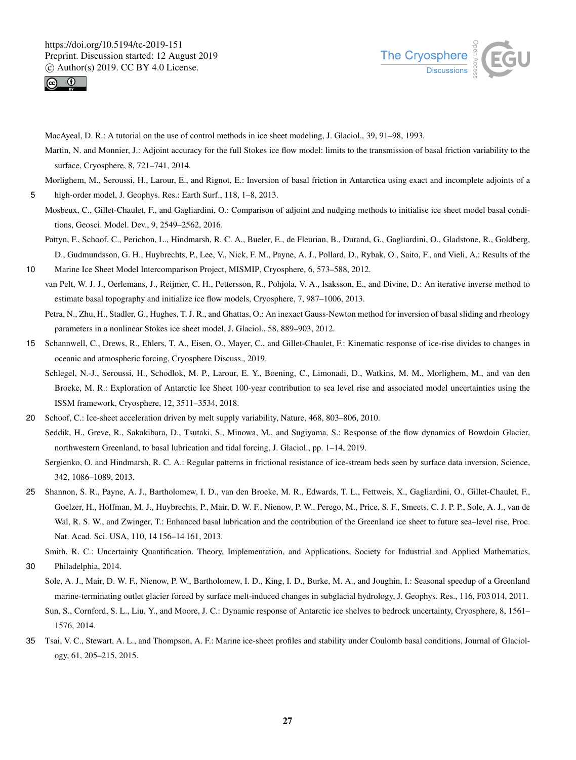MacAyeal, D. R.: A tutorial on the use of control methods in ice sheet modeling, J. Glaciol., 39, 91–98, 1993.

Martin, N. and Monnier, J.: Adjoint accuracy for the full Stokes ice flow model: limits to the transmission of basal friction variability to the surface, Cryosphere, 8, 721–741, 2014.

Morlighem, M., Seroussi, H., Larour, E., and Rignot, E.: Inversion of basal friction in Antarctica using exact and incomplete adjoints of a high-order model, J. Geophys. Res.: Earth Surf., 118, 1–8, 2013.

Mosbeux, C., Gillet-Chaulet, F., and Gagliardini, O.: Comparison of adjoint and nudging methods to initialise ice sheet model basal conditions, Geosci. Model. Dev., 9, 2549–2562, 2016.

Pattyn, F., Schoof, C., Perichon, L., Hindmarsh, R. C. A., Bueler, E., de Fleurian, B., Durand, G., Gagliardini, O., Gladstone, R., Goldberg, D., Gudmundsson, G. H., Huybrechts, P., Lee, V., Nick, F. M., Payne, A. J., Pollard, D., Rybak, O., Saito, F., and Vieli, A.: Results of the Marine Ice Sheet Model Intercomparison Project, MISMIP, Cryosphere, 6, 573–588, 2012.

van Pelt, W. J. J., Oerlemans, J., Reijmer, C. H., Pettersson, R., Pohjola, V. A., Isaksson, E., and Divine, D.: An iterative inverse method to estimate basal topography and initialize ice flow models, Cryosphere, 7, 987–1006, 2013.

Petra, N., Zhu, H., Stadler, G., Hughes, T. J. R., and Ghattas, O.: An inexact Gauss-Newton method for inversion of basal sliding and rheology parameters in a nonlinear Stokes ice sheet model, J. Glaciol., 58, 889–903, 2012.

Schannwell, C., Drews, R., Ehlers, T. A., Eisen, O., Mayer, C., and Gillet-Chaulet, F.: Kinematic response of ice-rise divides to changes in oceanic and atmospheric forcing, Cryosphere Discuss., 2019.

Schlegel, N.-J., Seroussi, H., Schodlok, M. P., Larour, E. Y., Boening, C., Limonadi, D., Watkins, M. M., Morlighem, M., and van den Broeke, M. R.: Exploration of Antarctic Ice Sheet 100-year contribution to sea level rise and associated model uncertainties using the ISSM framework, Cryosphere, 12, 3511–3534, 2018.

Schoof, C.: Ice-sheet acceleration driven by melt supply variability, Nature, 468, 803–806, 2010.

Seddik, H., Greve, R., Sakakibara, D., Tsutaki, S., Minowa, M., and Sugiyama, S.: Response of the flow dynamics of Bowdoin Glacier, northwestern Greenland, to basal lubrication and tidal forcing, J. Glaciol., pp. 1–14, 2019.

Sergienko, O. and Hindmarsh, R. C. A.: Regular patterns in frictional resistance of ice-stream beds seen by surface data inversion, Science, 342, 1086–1089, 2013.

Shannon, S. R., Payne, A. J., Bartholomew, I. D., van den Broeke, M. R., Edwards, T. L., Fettweis, X., Gagliardini, O., Gillet-Chaulet, F., Goelzer, H., Hoffman, M. J., Huybrechts, P., Mair, D. W. F., Nienow, P. W., Perego, M., Price, S. F., Smeets, C. J. P. P., Sole, A. J., van de Wal, R. S. W., and Zwinger, T.: Enhanced basal lubrication and the contribution of the Greenland ice sheet to future sea–level rise, Proc. Nat. Acad. Sci. USA, 110, 14 156–14 161, 2013.

Smith, R. C.: Uncertainty Quantification. Theory, Implementation, and Applications, Society for Industrial and Applied Mathematics, Philadelphia, 2014.

Sole, A. J., Mair, D. W. F., Nienow, P. W., Bartholomew, I. D., King, I. D., Burke, M. A., and Joughin, I.: Seasonal speedup of a Greenland marine-terminating outlet glacier forced by surface melt-induced changes in subglacial hydrology, J. Geophys. Res., 116, F03 014, 2011.

Sun, S., Cornford, S. L., Liu, Y., and Moore, J. C.: Dynamic response of Antarctic ice shelves to bedrock uncertainty, Cryosphere, 8, 1561–1576, 2014.

Tsai, V. C., Stewart, A. L., and Thompson, A. F.: Marine ice-sheet profiles and stability under Coulomb basal conditions, Journal of Glaciology, 61, 205–215, 2015.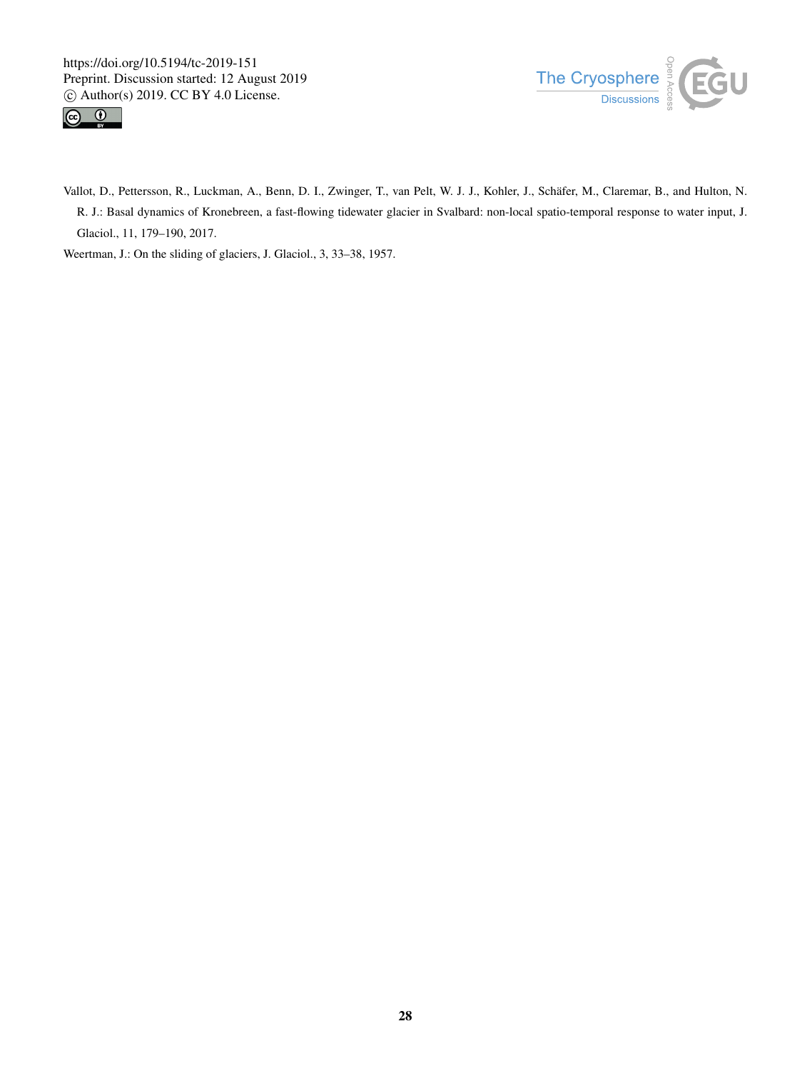Vallot, D., Pettersson, R., Luckman, A., Benn, D. I., Zwinger, T., van Pelt, W. J. J., Kohler, J., Schäfer, M., Claremar, B., and Hulton, N. R. J.: Basal dynamics of Kronebreen, a fast-flowing tidewater glacier in Svalbard: non-local spatio-temporal response to water input, J. Glaciol., 11, 179–190, 2017.

Weertman, J.: On the sliding of glaciers, J. Glaciol., 3, 33–38, 1957.